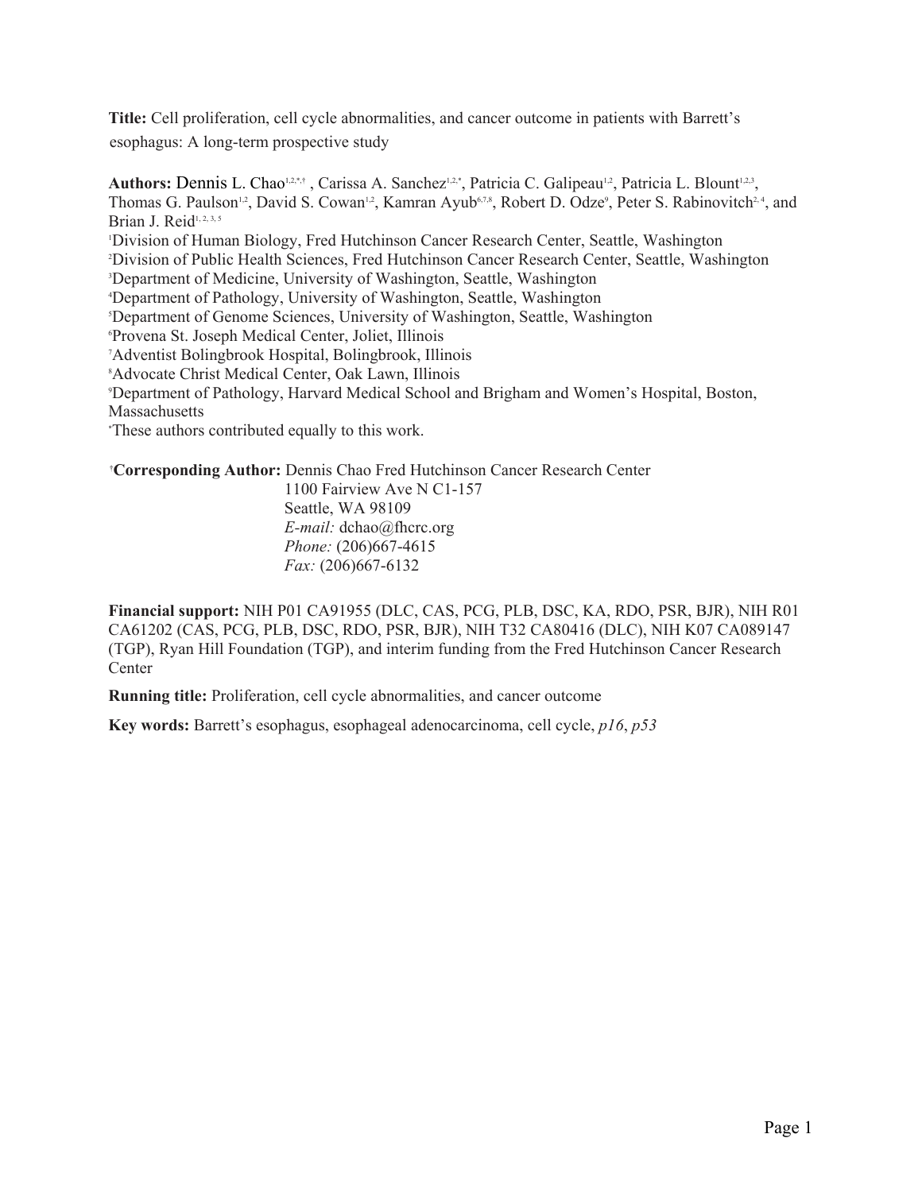**Title:** Cell proliferation, cell cycle abnormalities, and cancer outcome in patients with Barrett's esophagus: A long-term prospective study

**Authors:** Dennis L. Chao[1,2,*,†], Carissa A. Sanchez[1,2,*], Patricia C. Galipeau[1,2], Patricia L. Blount[1,2,3], Thomas G. Paulson[1,2], David S. Cowan[1,2], Kamran Ayub[6,7,8], Robert D. Odze[9], Peter S. Rabinovitch[2,4], and Brian J. Reid[1,2,3,5]

[1]Division of Human Biology, Fred Hutchinson Cancer Research Center, Seattle, Washington
[2]Division of Public Health Sciences, Fred Hutchinson Cancer Research Center, Seattle, Washington
[3]Department of Medicine, University of Washington, Seattle, Washington
[4]Department of Pathology, University of Washington, Seattle, Washington
[5]Department of Genome Sciences, University of Washington, Seattle, Washington
[6]Provena St. Joseph Medical Center, Joliet, Illinois
[7]Adventist Bolingbrook Hospital, Bolingbrook, Illinois
[8]Advocate Christ Medical Center, Oak Lawn, Illinois
[9]Department of Pathology, Harvard Medical School and Brigham and Women's Hospital, Boston, Massachusetts
[*]These authors contributed equally to this work.

[†]**Corresponding Author:** Dennis Chao Fred Hutchinson Cancer Research Center
1100 Fairview Ave N C1-157
Seattle, WA 98109
*E-mail:* dchao@fhcrc.org
*Phone:* (206)667-4615
*Fax:* (206)667-6132

**Financial support:** NIH P01 CA91955 (DLC, CAS, PCG, PLB, DSC, KA, RDO, PSR, BJR), NIH R01 CA61202 (CAS, PCG, PLB, DSC, RDO, PSR, BJR), NIH T32 CA80416 (DLC), NIH K07 CA089147 (TGP), Ryan Hill Foundation (TGP), and interim funding from the Fred Hutchinson Cancer Research Center

**Running title:** Proliferation, cell cycle abnormalities, and cancer outcome

**Key words:** Barrett's esophagus, esophageal adenocarcinoma, cell cycle, *p16*, *p53*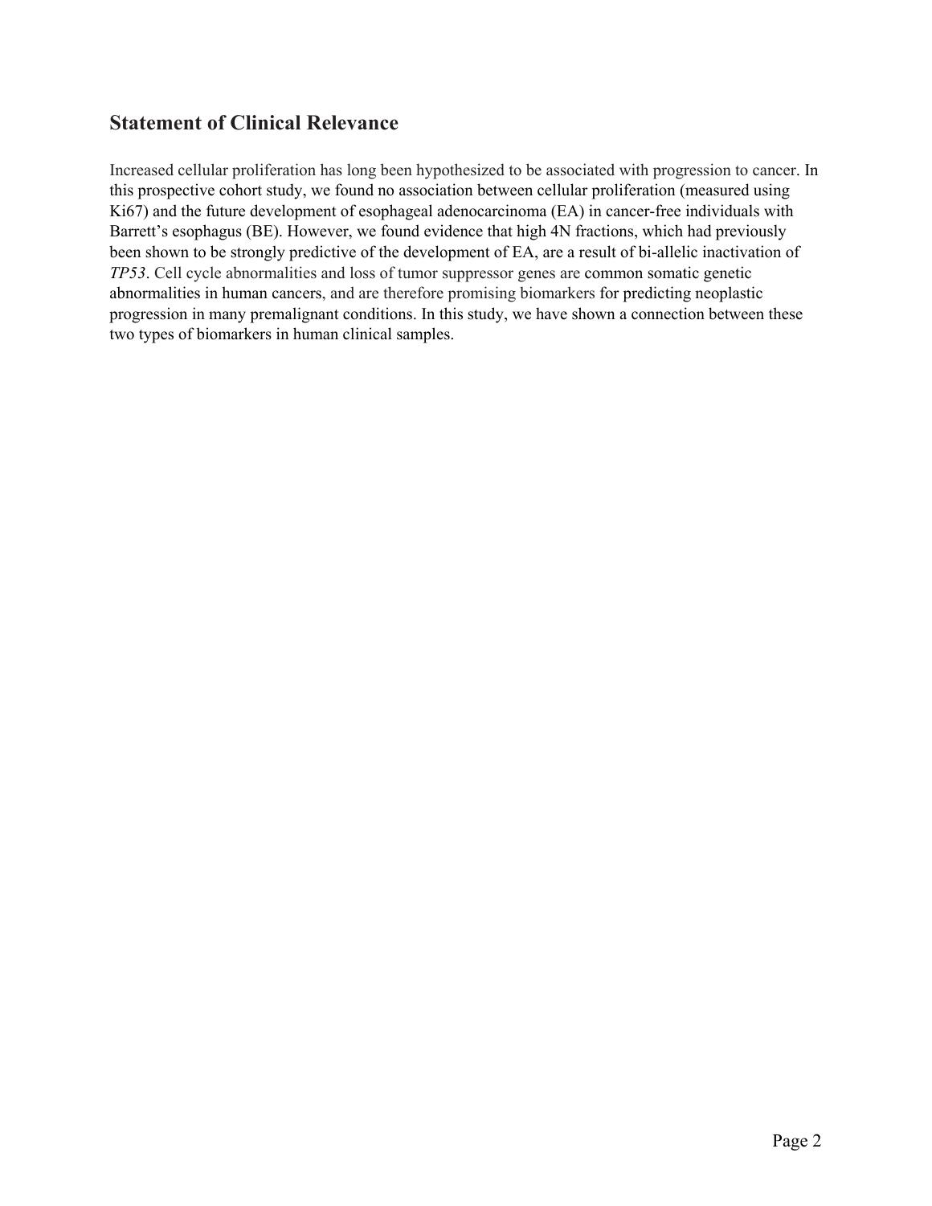## Statement of Clinical Relevance

Increased cellular proliferation has long been hypothesized to be associated with progression to cancer. In this prospective cohort study, we found no association between cellular proliferation (measured using Ki67) and the future development of esophageal adenocarcinoma (EA) in cancer-free individuals with Barrett's esophagus (BE). However, we found evidence that high 4N fractions, which had previously been shown to be strongly predictive of the development of EA, are a result of bi-allelic inactivation of *TP53*. Cell cycle abnormalities and loss of tumor suppressor genes are common somatic genetic abnormalities in human cancers, and are therefore promising biomarkers for predicting neoplastic progression in many premalignant conditions. In this study, we have shown a connection between these two types of biomarkers in human clinical samples.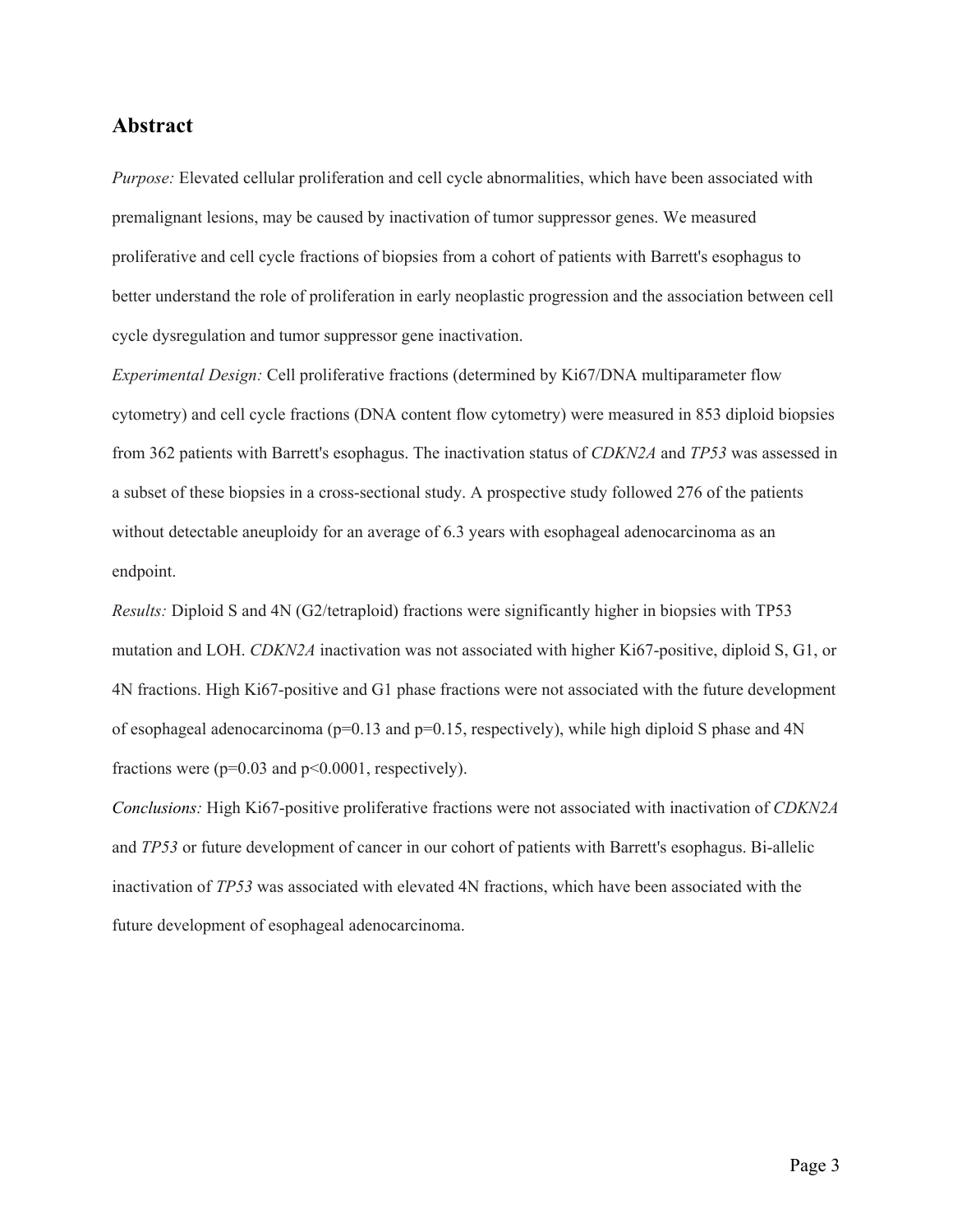## Abstract

*Purpose:* Elevated cellular proliferation and cell cycle abnormalities, which have been associated with premalignant lesions, may be caused by inactivation of tumor suppressor genes. We measured proliferative and cell cycle fractions of biopsies from a cohort of patients with Barrett's esophagus to better understand the role of proliferation in early neoplastic progression and the association between cell cycle dysregulation and tumor suppressor gene inactivation.

*Experimental Design:* Cell proliferative fractions (determined by Ki67/DNA multiparameter flow cytometry) and cell cycle fractions (DNA content flow cytometry) were measured in 853 diploid biopsies from 362 patients with Barrett's esophagus. The inactivation status of *CDKN2A* and *TP53* was assessed in a subset of these biopsies in a cross-sectional study. A prospective study followed 276 of the patients without detectable aneuploidy for an average of 6.3 years with esophageal adenocarcinoma as an endpoint.

*Results:* Diploid S and 4N (G2/tetraploid) fractions were significantly higher in biopsies with TP53 mutation and LOH. *CDKN2A* inactivation was not associated with higher Ki67-positive, diploid S, G1, or 4N fractions. High Ki67-positive and G1 phase fractions were not associated with the future development of esophageal adenocarcinoma ($p=0.13$ and $p=0.15$, respectively), while high diploid S phase and 4N fractions were ($p=0.03$ and $p<0.0001$, respectively).

*Conclusions:* High Ki67-positive proliferative fractions were not associated with inactivation of *CDKN2A* and *TP53* or future development of cancer in our cohort of patients with Barrett's esophagus. Bi-allelic inactivation of *TP53* was associated with elevated 4N fractions, which have been associated with the future development of esophageal adenocarcinoma.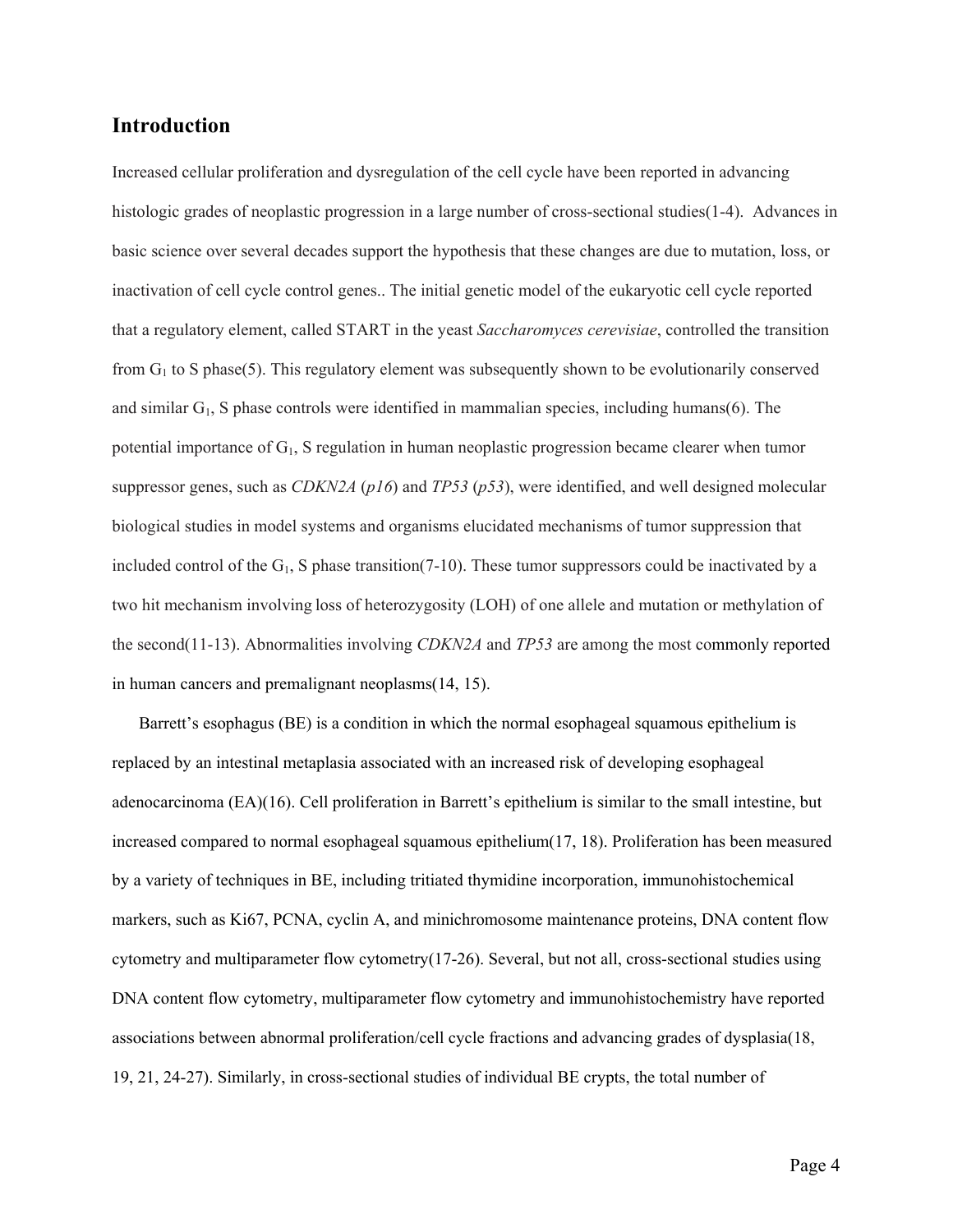## Introduction

Increased cellular proliferation and dysregulation of the cell cycle have been reported in advancing histologic grades of neoplastic progression in a large number of cross-sectional studies(1-4). Advances in basic science over several decades support the hypothesis that these changes are due to mutation, loss, or inactivation of cell cycle control genes.. The initial genetic model of the eukaryotic cell cycle reported that a regulatory element, called START in the yeast *Saccharomyces cerevisiae*, controlled the transition from $G_1$ to S phase(5). This regulatory element was subsequently shown to be evolutionarily conserved and similar $G_1$, S phase controls were identified in mammalian species, including humans(6). The potential importance of $G_1$, S regulation in human neoplastic progression became clearer when tumor suppressor genes, such as *CDKN2A* (*p16*) and *TP53* (*p53*), were identified, and well designed molecular biological studies in model systems and organisms elucidated mechanisms of tumor suppression that included control of the $G_1$, S phase transition(7-10). These tumor suppressors could be inactivated by a two hit mechanism involving loss of heterozygosity (LOH) of one allele and mutation or methylation of the second(11-13). Abnormalities involving *CDKN2A* and *TP53* are among the most commonly reported in human cancers and premalignant neoplasms(14, 15).

Barrett's esophagus (BE) is a condition in which the normal esophageal squamous epithelium is replaced by an intestinal metaplasia associated with an increased risk of developing esophageal adenocarcinoma (EA)(16). Cell proliferation in Barrett's epithelium is similar to the small intestine, but increased compared to normal esophageal squamous epithelium(17, 18). Proliferation has been measured by a variety of techniques in BE, including tritiated thymidine incorporation, immunohistochemical markers, such as Ki67, PCNA, cyclin A, and minichromosome maintenance proteins, DNA content flow cytometry and multiparameter flow cytometry(17-26). Several, but not all, cross-sectional studies using DNA content flow cytometry, multiparameter flow cytometry and immunohistochemistry have reported associations between abnormal proliferation/cell cycle fractions and advancing grades of dysplasia(18, 19, 21, 24-27). Similarly, in cross-sectional studies of individual BE crypts, the total number of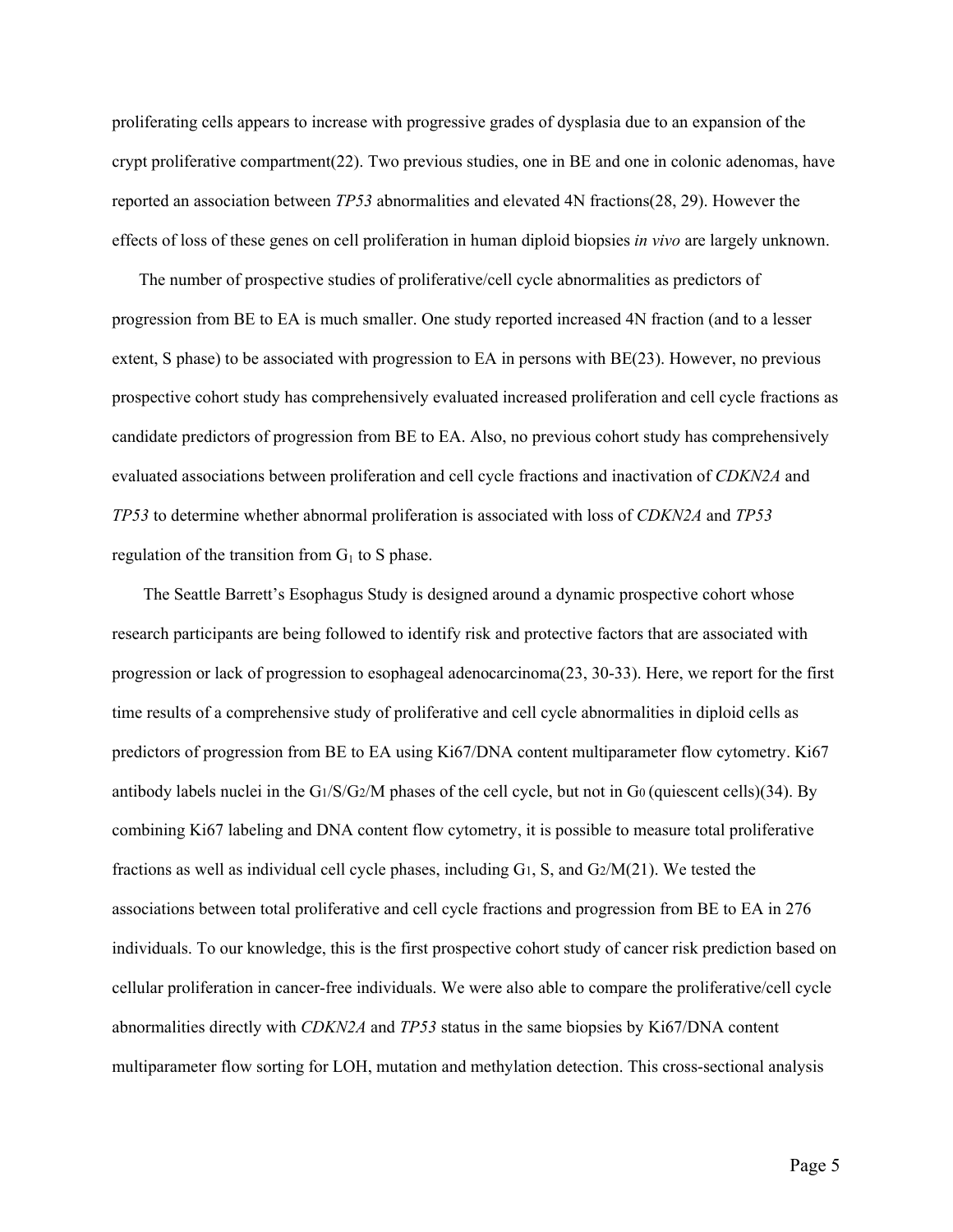proliferating cells appears to increase with progressive grades of dysplasia due to an expansion of the crypt proliferative compartment(22). Two previous studies, one in BE and one in colonic adenomas, have reported an association between *TP53* abnormalities and elevated 4N fractions(28, 29). However the effects of loss of these genes on cell proliferation in human diploid biopsies *in vivo* are largely unknown.

The number of prospective studies of proliferative/cell cycle abnormalities as predictors of progression from BE to EA is much smaller. One study reported increased 4N fraction (and to a lesser extent, S phase) to be associated with progression to EA in persons with BE(23). However, no previous prospective cohort study has comprehensively evaluated increased proliferation and cell cycle fractions as candidate predictors of progression from BE to EA. Also, no previous cohort study has comprehensively evaluated associations between proliferation and cell cycle fractions and inactivation of *CDKN2A* and *TP53* to determine whether abnormal proliferation is associated with loss of *CDKN2A* and *TP53* regulation of the transition from $G_1$ to S phase.

The Seattle Barrett's Esophagus Study is designed around a dynamic prospective cohort whose research participants are being followed to identify risk and protective factors that are associated with progression or lack of progression to esophageal adenocarcinoma(23, 30-33). Here, we report for the first time results of a comprehensive study of proliferative and cell cycle abnormalities in diploid cells as predictors of progression from BE to EA using Ki67/DNA content multiparameter flow cytometry. Ki67 antibody labels nuclei in the $G_1$/S/$G_2$/M phases of the cell cycle, but not in $G_0$ (quiescent cells)(34). By combining Ki67 labeling and DNA content flow cytometry, it is possible to measure total proliferative fractions as well as individual cell cycle phases, including $G_1$, S, and $G_2$/M(21). We tested the associations between total proliferative and cell cycle fractions and progression from BE to EA in 276 individuals. To our knowledge, this is the first prospective cohort study of cancer risk prediction based on cellular proliferation in cancer-free individuals. We were also able to compare the proliferative/cell cycle abnormalities directly with *CDKN2A* and *TP53* status in the same biopsies by Ki67/DNA content multiparameter flow sorting for LOH, mutation and methylation detection. This cross-sectional analysis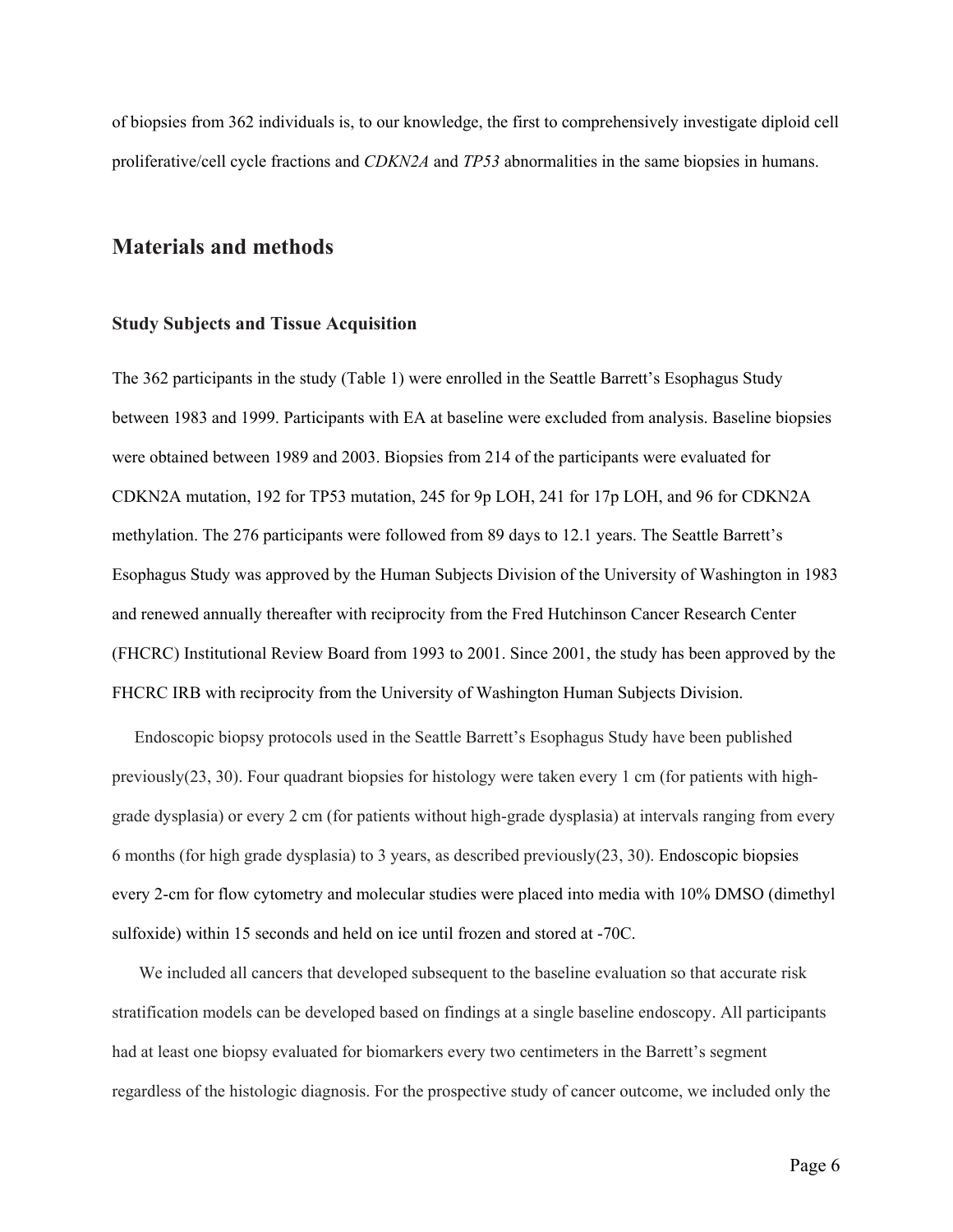of biopsies from 362 individuals is, to our knowledge, the first to comprehensively investigate diploid cell proliferative/cell cycle fractions and *CDKN2A* and *TP53* abnormalities in the same biopsies in humans.

## Materials and methods

### Study Subjects and Tissue Acquisition

The 362 participants in the study (Table 1) were enrolled in the Seattle Barrett's Esophagus Study between 1983 and 1999. Participants with EA at baseline were excluded from analysis. Baseline biopsies were obtained between 1989 and 2003. Biopsies from 214 of the participants were evaluated for CDKN2A mutation, 192 for TP53 mutation, 245 for 9p LOH, 241 for 17p LOH, and 96 for CDKN2A methylation. The 276 participants were followed from 89 days to 12.1 years. The Seattle Barrett's Esophagus Study was approved by the Human Subjects Division of the University of Washington in 1983 and renewed annually thereafter with reciprocity from the Fred Hutchinson Cancer Research Center (FHCRC) Institutional Review Board from 1993 to 2001. Since 2001, the study has been approved by the FHCRC IRB with reciprocity from the University of Washington Human Subjects Division.

Endoscopic biopsy protocols used in the Seattle Barrett's Esophagus Study have been published previously(23, 30). Four quadrant biopsies for histology were taken every 1 cm (for patients with high-grade dysplasia) or every 2 cm (for patients without high-grade dysplasia) at intervals ranging from every 6 months (for high grade dysplasia) to 3 years, as described previously(23, 30). Endoscopic biopsies every 2-cm for flow cytometry and molecular studies were placed into media with 10% DMSO (dimethyl sulfoxide) within 15 seconds and held on ice until frozen and stored at -70C.

We included all cancers that developed subsequent to the baseline evaluation so that accurate risk stratification models can be developed based on findings at a single baseline endoscopy. All participants had at least one biopsy evaluated for biomarkers every two centimeters in the Barrett's segment regardless of the histologic diagnosis. For the prospective study of cancer outcome, we included only the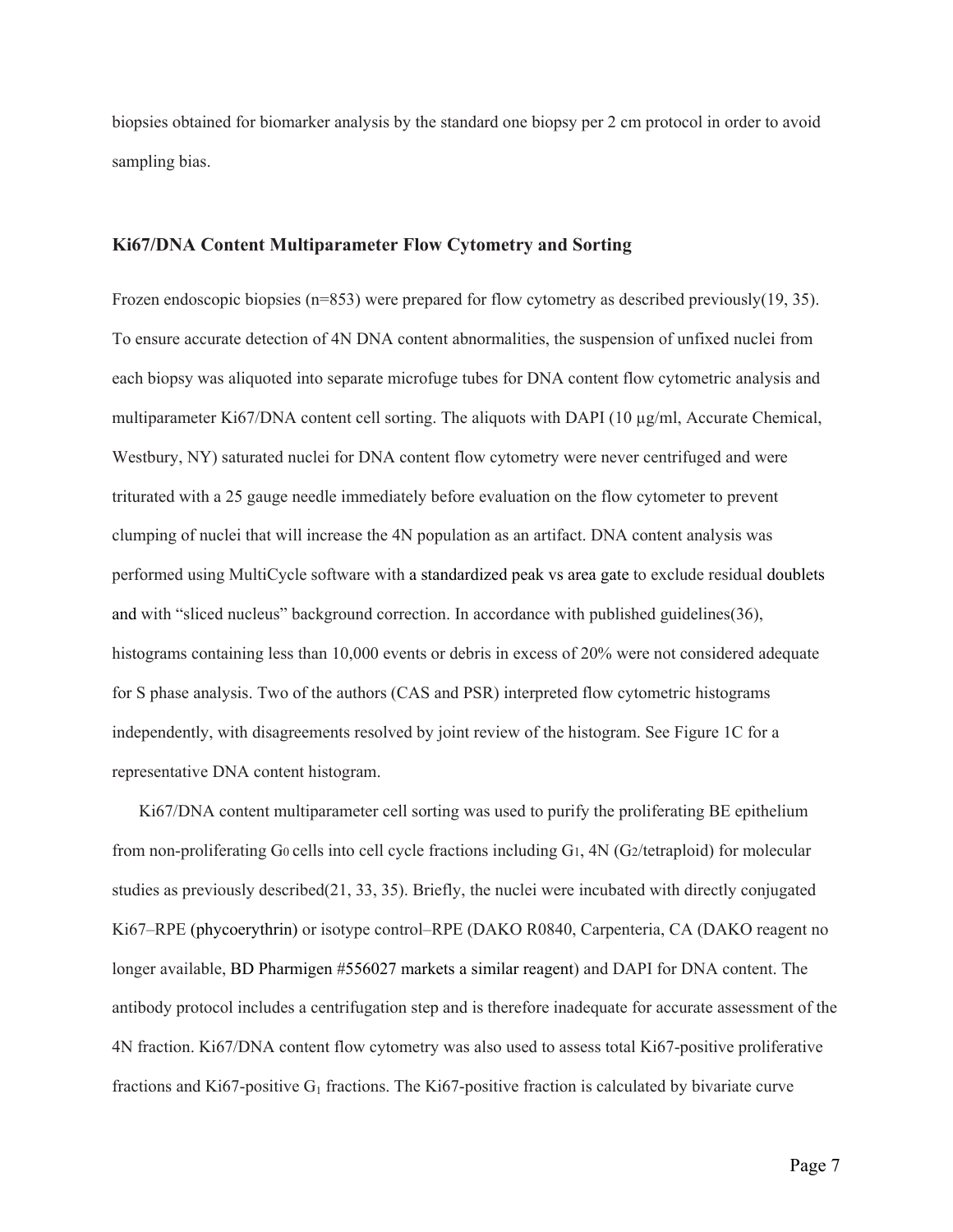biopsies obtained for biomarker analysis by the standard one biopsy per 2 cm protocol in order to avoid sampling bias.

### Ki67/DNA Content Multiparameter Flow Cytometry and Sorting

Frozen endoscopic biopsies (n=853) were prepared for flow cytometry as described previously(19, 35). To ensure accurate detection of 4N DNA content abnormalities, the suspension of unfixed nuclei from each biopsy was aliquoted into separate microfuge tubes for DNA content flow cytometric analysis and multiparameter Ki67/DNA content cell sorting. The aliquots with DAPI (10 µg/ml, Accurate Chemical, Westbury, NY) saturated nuclei for DNA content flow cytometry were never centrifuged and were triturated with a 25 gauge needle immediately before evaluation on the flow cytometer to prevent clumping of nuclei that will increase the 4N population as an artifact. DNA content analysis was performed using MultiCycle software with a standardized peak vs area gate to exclude residual doublets and with "sliced nucleus" background correction. In accordance with published guidelines(36), histograms containing less than 10,000 events or debris in excess of 20% were not considered adequate for S phase analysis. Two of the authors (CAS and PSR) interpreted flow cytometric histograms independently, with disagreements resolved by joint review of the histogram. See Figure 1C for a representative DNA content histogram.

Ki67/DNA content multiparameter cell sorting was used to purify the proliferating BE epithelium from non-proliferating $G_0$ cells into cell cycle fractions including $G_1$, 4N ($G_2$/tetraploid) for molecular studies as previously described(21, 33, 35). Briefly, the nuclei were incubated with directly conjugated Ki67–RPE (phycoerythrin) or isotype control–RPE (DAKO R0840, Carpenteria, CA (DAKO reagent no longer available, BD Pharmigen #556027 markets a similar reagent) and DAPI for DNA content. The antibody protocol includes a centrifugation step and is therefore inadequate for accurate assessment of the 4N fraction. Ki67/DNA content flow cytometry was also used to assess total Ki67-positive proliferative fractions and Ki67-positive $G_1$ fractions. The Ki67-positive fraction is calculated by bivariate curve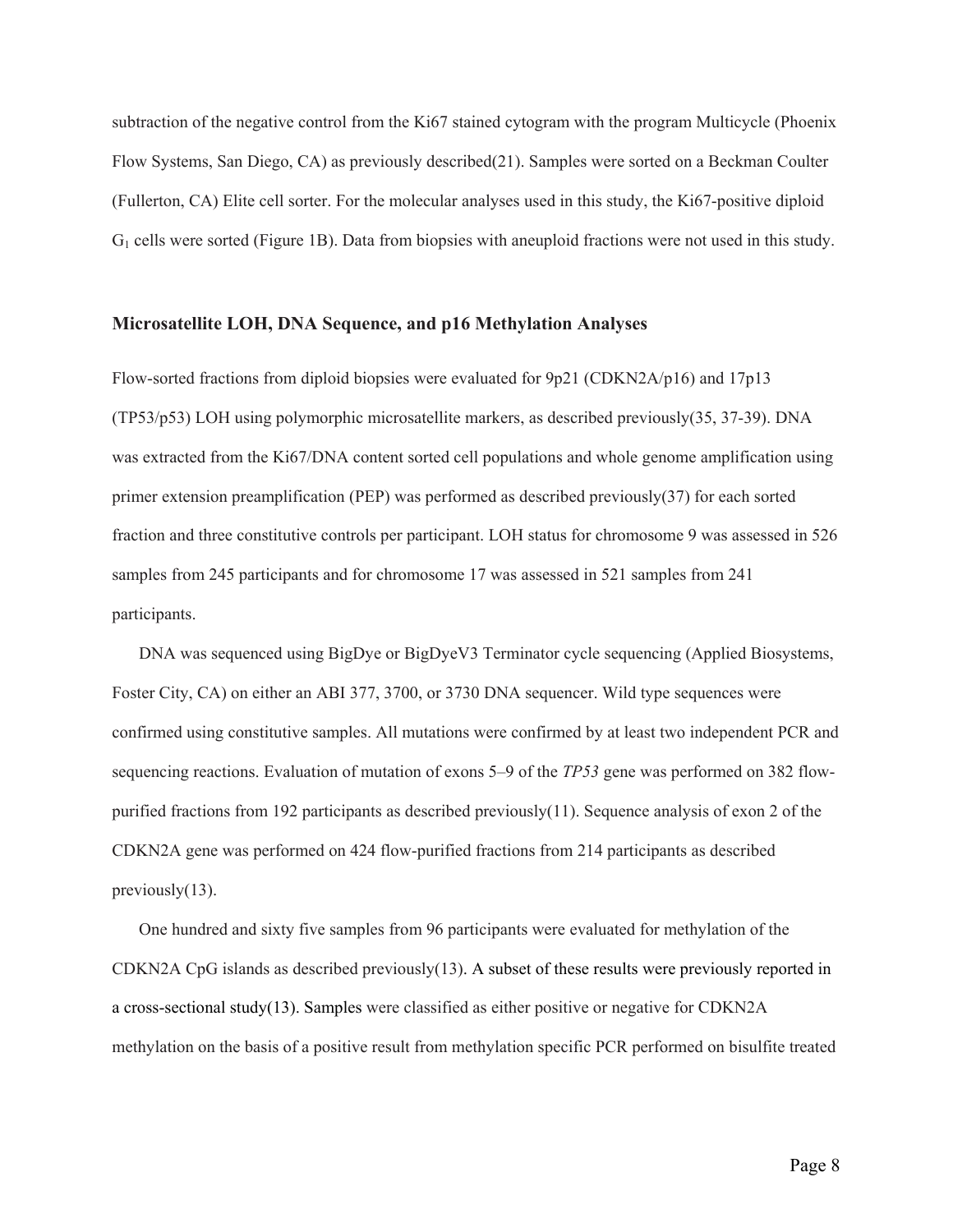subtraction of the negative control from the Ki67 stained cytogram with the program Multicycle (Phoenix Flow Systems, San Diego, CA) as previously described(21). Samples were sorted on a Beckman Coulter (Fullerton, CA) Elite cell sorter. For the molecular analyses used in this study, the Ki67-positive diploid $G_1$ cells were sorted (Figure 1B). Data from biopsies with aneuploid fractions were not used in this study.

### Microsatellite LOH, DNA Sequence, and p16 Methylation Analyses

Flow-sorted fractions from diploid biopsies were evaluated for 9p21 (CDKN2A/p16) and 17p13 (TP53/p53) LOH using polymorphic microsatellite markers, as described previously(35, 37-39). DNA was extracted from the Ki67/DNA content sorted cell populations and whole genome amplification using primer extension preamplification (PEP) was performed as described previously(37) for each sorted fraction and three constitutive controls per participant. LOH status for chromosome 9 was assessed in 526 samples from 245 participants and for chromosome 17 was assessed in 521 samples from 241 participants.

DNA was sequenced using BigDye or BigDyeV3 Terminator cycle sequencing (Applied Biosystems, Foster City, CA) on either an ABI 377, 3700, or 3730 DNA sequencer. Wild type sequences were confirmed using constitutive samples. All mutations were confirmed by at least two independent PCR and sequencing reactions. Evaluation of mutation of exons 5–9 of the *TP53* gene was performed on 382 flow-purified fractions from 192 participants as described previously(11). Sequence analysis of exon 2 of the CDKN2A gene was performed on 424 flow-purified fractions from 214 participants as described previously(13).

One hundred and sixty five samples from 96 participants were evaluated for methylation of the CDKN2A CpG islands as described previously(13). A subset of these results were previously reported in a cross-sectional study(13). Samples were classified as either positive or negative for CDKN2A methylation on the basis of a positive result from methylation specific PCR performed on bisulfite treated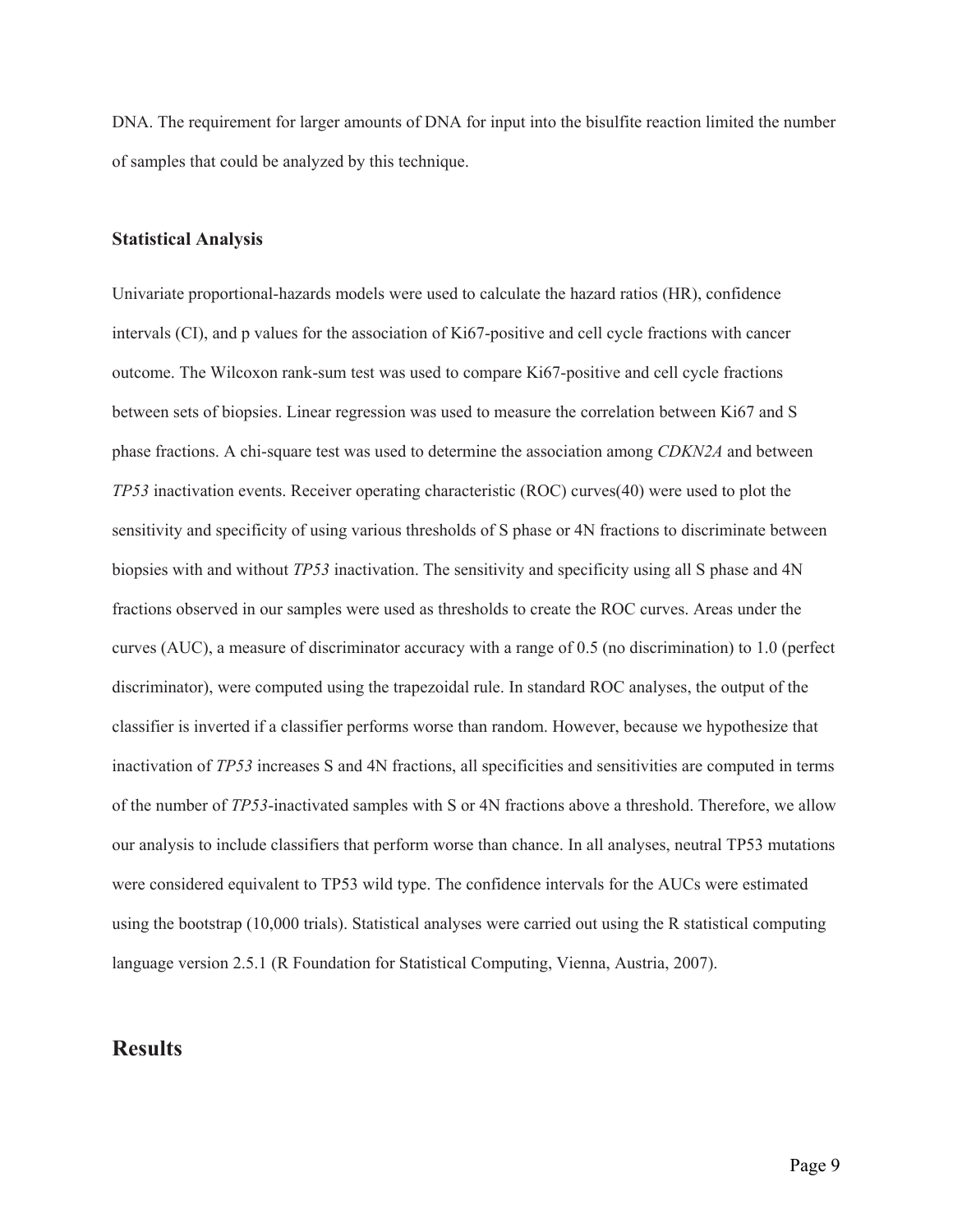DNA. The requirement for larger amounts of DNA for input into the bisulfite reaction limited the number of samples that could be analyzed by this technique.

### Statistical Analysis

Univariate proportional-hazards models were used to calculate the hazard ratios (HR), confidence intervals (CI), and p values for the association of Ki67-positive and cell cycle fractions with cancer outcome. The Wilcoxon rank-sum test was used to compare Ki67-positive and cell cycle fractions between sets of biopsies. Linear regression was used to measure the correlation between Ki67 and S phase fractions. A chi-square test was used to determine the association among *CDKN2A* and between *TP53* inactivation events. Receiver operating characteristic (ROC) curves(40) were used to plot the sensitivity and specificity of using various thresholds of S phase or 4N fractions to discriminate between biopsies with and without *TP53* inactivation. The sensitivity and specificity using all S phase and 4N fractions observed in our samples were used as thresholds to create the ROC curves. Areas under the curves (AUC), a measure of discriminator accuracy with a range of 0.5 (no discrimination) to 1.0 (perfect discriminator), were computed using the trapezoidal rule. In standard ROC analyses, the output of the classifier is inverted if a classifier performs worse than random. However, because we hypothesize that inactivation of *TP53* increases S and 4N fractions, all specificities and sensitivities are computed in terms of the number of *TP53*-inactivated samples with S or 4N fractions above a threshold. Therefore, we allow our analysis to include classifiers that perform worse than chance. In all analyses, neutral TP53 mutations were considered equivalent to TP53 wild type. The confidence intervals for the AUCs were estimated using the bootstrap (10,000 trials). Statistical analyses were carried out using the R statistical computing language version 2.5.1 (R Foundation for Statistical Computing, Vienna, Austria, 2007).

## Results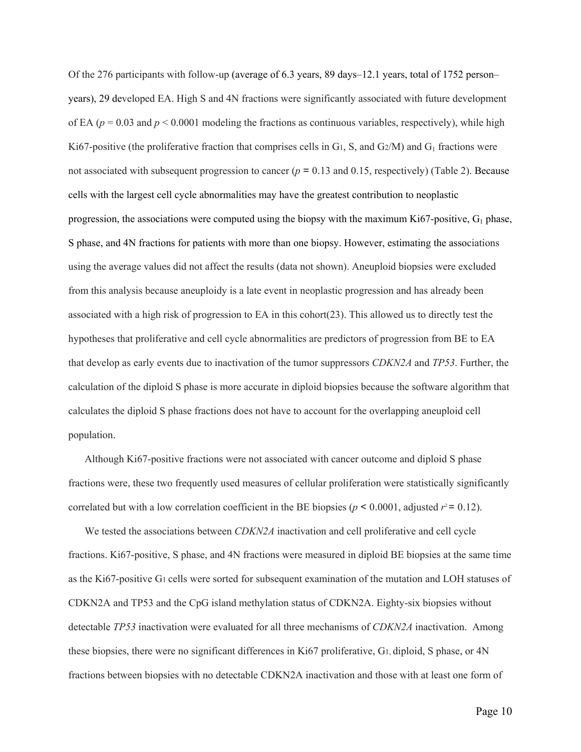Of the 276 participants with follow-up (average of 6.3 years, 89 days–12.1 years, total of 1752 person–years), 29 developed EA. High S and 4N fractions were significantly associated with future development of EA ($p = 0.03$ and $p < 0.0001$ modeling the fractions as continuous variables, respectively), while high Ki67-positive (the proliferative fraction that comprises cells in $G_1$, S, and $G_2$/M) and $G_1$ fractions were not associated with subsequent progression to cancer ($p = 0.13$ and 0.15, respectively) (Table 2). Because cells with the largest cell cycle abnormalities may have the greatest contribution to neoplastic progression, the associations were computed using the biopsy with the maximum Ki67-positive, $G_1$ phase, S phase, and 4N fractions for patients with more than one biopsy. However, estimating the associations using the average values did not affect the results (data not shown). Aneuploid biopsies were excluded from this analysis because aneuploidy is a late event in neoplastic progression and has already been associated with a high risk of progression to EA in this cohort(23). This allowed us to directly test the hypotheses that proliferative and cell cycle abnormalities are predictors of progression from BE to EA that develop as early events due to inactivation of the tumor suppressors *CDKN2A* and *TP53*. Further, the calculation of the diploid S phase is more accurate in diploid biopsies because the software algorithm that calculates the diploid S phase fractions does not have to account for the overlapping aneuploid cell population.

Although Ki67-positive fractions were not associated with cancer outcome and diploid S phase fractions were, these two frequently used measures of cellular proliferation were statistically significantly correlated but with a low correlation coefficient in the BE biopsies ($p < 0.0001$, adjusted $r^2 = 0.12$).

We tested the associations between *CDKN2A* inactivation and cell proliferative and cell cycle fractions. Ki67-positive, S phase, and 4N fractions were measured in diploid BE biopsies at the same time as the Ki67-positive $G_1$ cells were sorted for subsequent examination of the mutation and LOH statuses of CDKN2A and TP53 and the CpG island methylation status of CDKN2A. Eighty-six biopsies without detectable *TP53* inactivation were evaluated for all three mechanisms of *CDKN2A* inactivation. Among these biopsies, there were no significant differences in Ki67 proliferative, $G_1$, diploid, S phase, or 4N fractions between biopsies with no detectable CDKN2A inactivation and those with at least one form of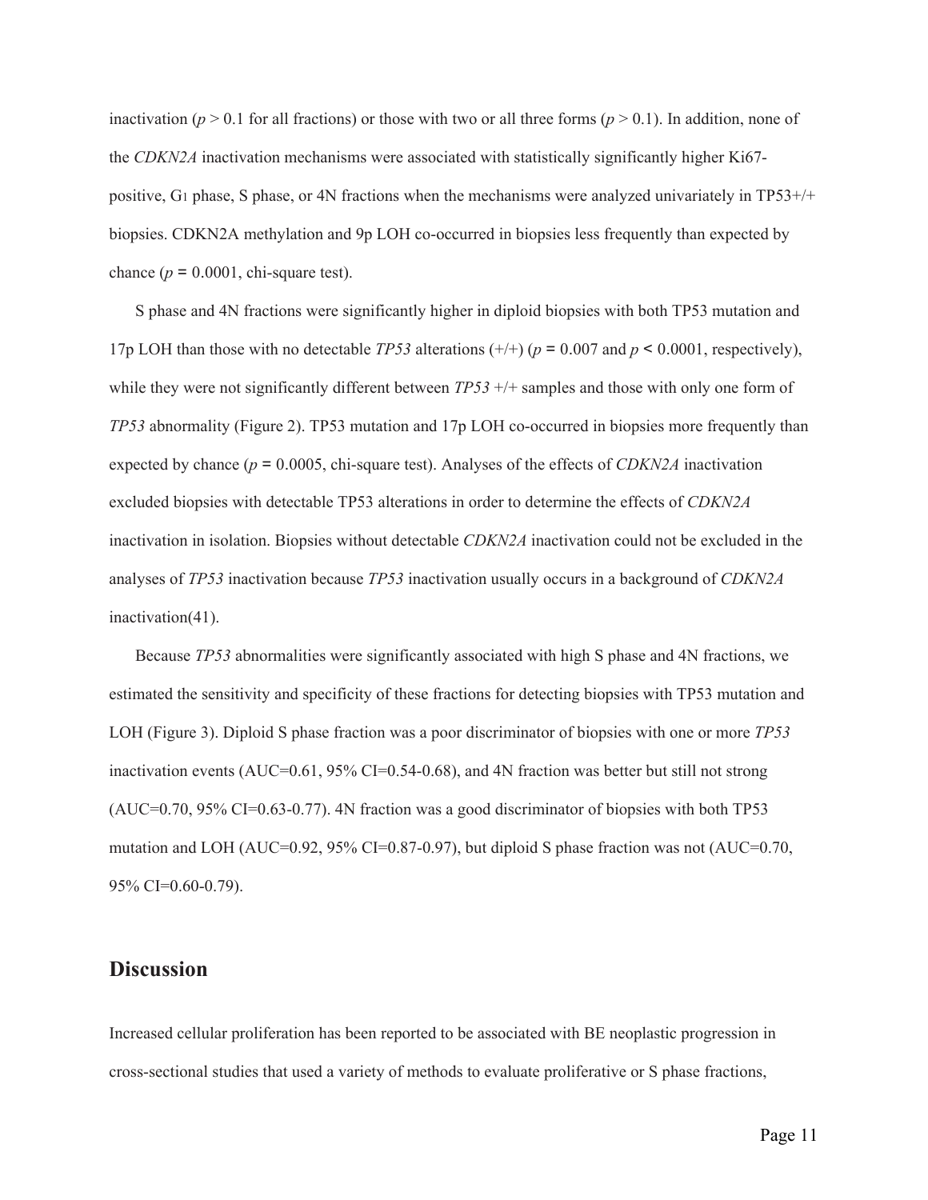inactivation ($p > 0.1$ for all fractions) or those with two or all three forms ($p > 0.1$). In addition, none of the *CDKN2A* inactivation mechanisms were associated with statistically significantly higher Ki67-positive, $G_1$ phase, S phase, or 4N fractions when the mechanisms were analyzed univariately in TP53+/+ biopsies. CDKN2A methylation and 9p LOH co-occurred in biopsies less frequently than expected by chance ($p = 0.0001$, chi-square test).

S phase and 4N fractions were significantly higher in diploid biopsies with both TP53 mutation and 17p LOH than those with no detectable *TP53* alterations (+/+) ($p = 0.007$ and $p < 0.0001$, respectively), while they were not significantly different between *TP53* +/+ samples and those with only one form of *TP53* abnormality (Figure 2). TP53 mutation and 17p LOH co-occurred in biopsies more frequently than expected by chance ($p = 0.0005$, chi-square test). Analyses of the effects of *CDKN2A* inactivation excluded biopsies with detectable TP53 alterations in order to determine the effects of *CDKN2A* inactivation in isolation. Biopsies without detectable *CDKN2A* inactivation could not be excluded in the analyses of *TP53* inactivation because *TP53* inactivation usually occurs in a background of *CDKN2A* inactivation(41).

Because *TP53* abnormalities were significantly associated with high S phase and 4N fractions, we estimated the sensitivity and specificity of these fractions for detecting biopsies with TP53 mutation and LOH (Figure 3). Diploid S phase fraction was a poor discriminator of biopsies with one or more *TP53* inactivation events (AUC=0.61, 95% CI=0.54-0.68), and 4N fraction was better but still not strong (AUC=0.70, 95% CI=0.63-0.77). 4N fraction was a good discriminator of biopsies with both TP53 mutation and LOH (AUC=0.92, 95% CI=0.87-0.97), but diploid S phase fraction was not (AUC=0.70, 95% CI=0.60-0.79).

## Discussion

Increased cellular proliferation has been reported to be associated with BE neoplastic progression in cross-sectional studies that used a variety of methods to evaluate proliferative or S phase fractions,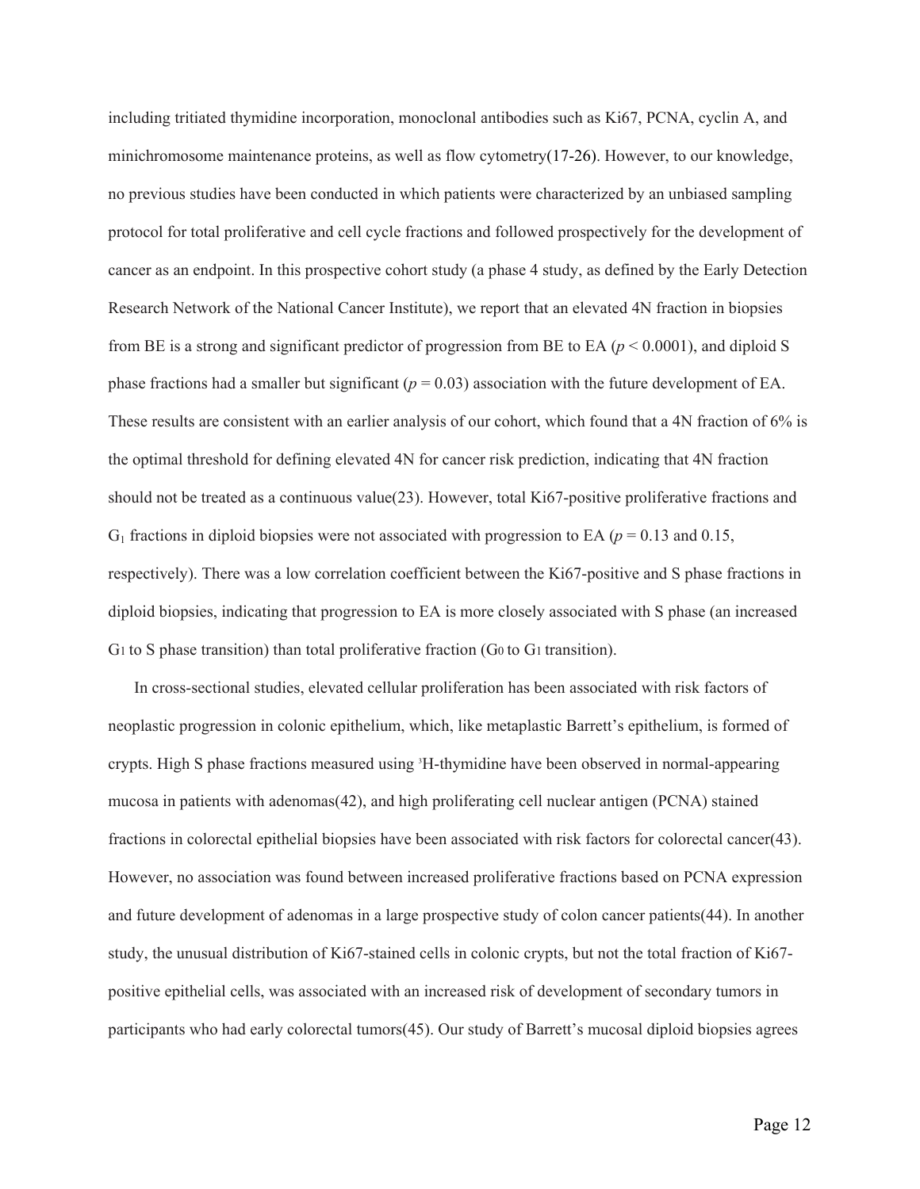including tritiated thymidine incorporation, monoclonal antibodies such as Ki67, PCNA, cyclin A, and minichromosome maintenance proteins, as well as flow cytometry(17-26). However, to our knowledge, no previous studies have been conducted in which patients were characterized by an unbiased sampling protocol for total proliferative and cell cycle fractions and followed prospectively for the development of cancer as an endpoint. In this prospective cohort study (a phase 4 study, as defined by the Early Detection Research Network of the National Cancer Institute), we report that an elevated 4N fraction in biopsies from BE is a strong and significant predictor of progression from BE to EA ($p < 0.0001$), and diploid S phase fractions had a smaller but significant ($p = 0.03$) association with the future development of EA. These results are consistent with an earlier analysis of our cohort, which found that a 4N fraction of 6% is the optimal threshold for defining elevated 4N for cancer risk prediction, indicating that 4N fraction should not be treated as a continuous value(23). However, total Ki67-positive proliferative fractions and $G_1$ fractions in diploid biopsies were not associated with progression to EA ($p = 0.13$ and 0.15, respectively). There was a low correlation coefficient between the Ki67-positive and S phase fractions in diploid biopsies, indicating that progression to EA is more closely associated with S phase (an increased $G_1$ to S phase transition) than total proliferative fraction ($G_0$ to $G_1$ transition).

In cross-sectional studies, elevated cellular proliferation has been associated with risk factors of neoplastic progression in colonic epithelium, which, like metaplastic Barrett's epithelium, is formed of crypts. High S phase fractions measured using $^3$H-thymidine have been observed in normal-appearing mucosa in patients with adenomas(42), and high proliferating cell nuclear antigen (PCNA) stained fractions in colorectal epithelial biopsies have been associated with risk factors for colorectal cancer(43). However, no association was found between increased proliferative fractions based on PCNA expression and future development of adenomas in a large prospective study of colon cancer patients(44). In another study, the unusual distribution of Ki67-stained cells in colonic crypts, but not the total fraction of Ki67-positive epithelial cells, was associated with an increased risk of development of secondary tumors in participants who had early colorectal tumors(45). Our study of Barrett's mucosal diploid biopsies agrees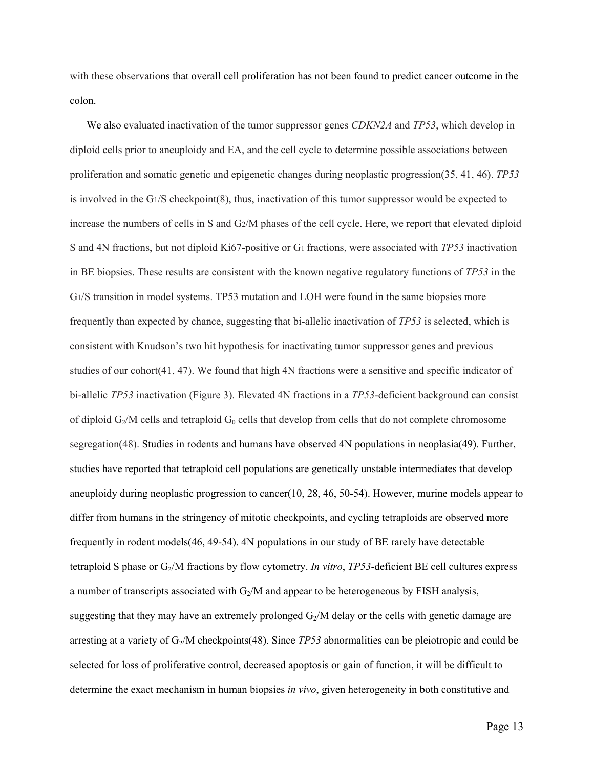with these observations that overall cell proliferation has not been found to predict cancer outcome in the colon.

We also evaluated inactivation of the tumor suppressor genes *CDKN2A* and *TP53*, which develop in diploid cells prior to aneuploidy and EA, and the cell cycle to determine possible associations between proliferation and somatic genetic and epigenetic changes during neoplastic progression(35, 41, 46). *TP53* is involved in the $G_1$/S checkpoint(8), thus, inactivation of this tumor suppressor would be expected to increase the numbers of cells in S and $G_2$/M phases of the cell cycle. Here, we report that elevated diploid S and 4N fractions, but not diploid Ki67-positive or $G_1$ fractions, were associated with *TP53* inactivation in BE biopsies. These results are consistent with the known negative regulatory functions of *TP53* in the $G_1$/S transition in model systems. TP53 mutation and LOH were found in the same biopsies more frequently than expected by chance, suggesting that bi-allelic inactivation of *TP53* is selected, which is consistent with Knudson's two hit hypothesis for inactivating tumor suppressor genes and previous studies of our cohort(41, 47). We found that high 4N fractions were a sensitive and specific indicator of bi-allelic *TP53* inactivation (Figure 3). Elevated 4N fractions in a *TP53*-deficient background can consist of diploid $G_2$/M cells and tetraploid $G_0$ cells that develop from cells that do not complete chromosome segregation(48). Studies in rodents and humans have observed 4N populations in neoplasia(49). Further, studies have reported that tetraploid cell populations are genetically unstable intermediates that develop aneuploidy during neoplastic progression to cancer(10, 28, 46, 50-54). However, murine models appear to differ from humans in the stringency of mitotic checkpoints, and cycling tetraploids are observed more frequently in rodent models(46, 49-54). 4N populations in our study of BE rarely have detectable tetraploid S phase or $G_2$/M fractions by flow cytometry. *In vitro*, *TP53*-deficient BE cell cultures express a number of transcripts associated with $G_2$/M and appear to be heterogeneous by FISH analysis, suggesting that they may have an extremely prolonged $G_2$/M delay or the cells with genetic damage are arresting at a variety of $G_2$/M checkpoints(48). Since *TP53* abnormalities can be pleiotropic and could be selected for loss of proliferative control, decreased apoptosis or gain of function, it will be difficult to determine the exact mechanism in human biopsies *in vivo*, given heterogeneity in both constitutive and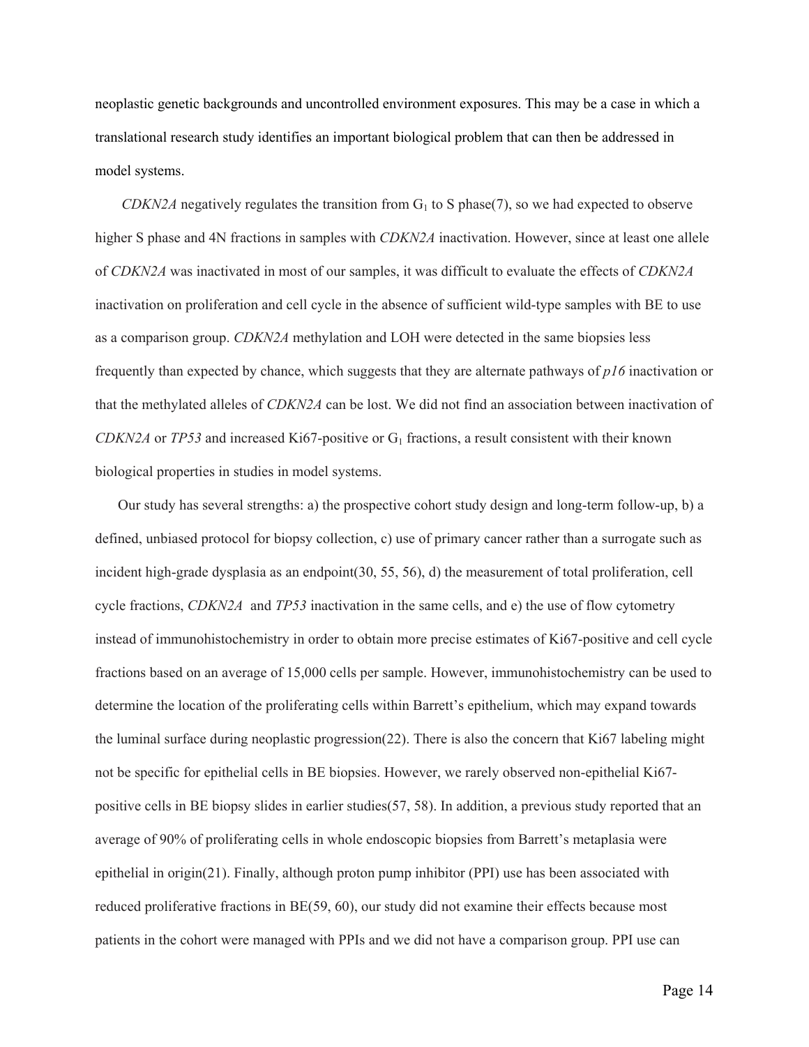neoplastic genetic backgrounds and uncontrolled environment exposures. This may be a case in which a translational research study identifies an important biological problem that can then be addressed in model systems.

*CDKN2A* negatively regulates the transition from $G_1$ to S phase(7), so we had expected to observe higher S phase and 4N fractions in samples with *CDKN2A* inactivation. However, since at least one allele of *CDKN2A* was inactivated in most of our samples, it was difficult to evaluate the effects of *CDKN2A* inactivation on proliferation and cell cycle in the absence of sufficient wild-type samples with BE to use as a comparison group. *CDKN2A* methylation and LOH were detected in the same biopsies less frequently than expected by chance, which suggests that they are alternate pathways of *p16* inactivation or that the methylated alleles of *CDKN2A* can be lost. We did not find an association between inactivation of *CDKN2A* or *TP53* and increased Ki67-positive or $G_1$ fractions, a result consistent with their known biological properties in studies in model systems.

Our study has several strengths: a) the prospective cohort study design and long-term follow-up, b) a defined, unbiased protocol for biopsy collection, c) use of primary cancer rather than a surrogate such as incident high-grade dysplasia as an endpoint(30, 55, 56), d) the measurement of total proliferation, cell cycle fractions, *CDKN2A* and *TP53* inactivation in the same cells, and e) the use of flow cytometry instead of immunohistochemistry in order to obtain more precise estimates of Ki67-positive and cell cycle fractions based on an average of 15,000 cells per sample. However, immunohistochemistry can be used to determine the location of the proliferating cells within Barrett's epithelium, which may expand towards the luminal surface during neoplastic progression(22). There is also the concern that Ki67 labeling might not be specific for epithelial cells in BE biopsies. However, we rarely observed non-epithelial Ki67-positive cells in BE biopsy slides in earlier studies(57, 58). In addition, a previous study reported that an average of 90% of proliferating cells in whole endoscopic biopsies from Barrett's metaplasia were epithelial in origin(21). Finally, although proton pump inhibitor (PPI) use has been associated with reduced proliferative fractions in BE(59, 60), our study did not examine their effects because most patients in the cohort were managed with PPIs and we did not have a comparison group. PPI use can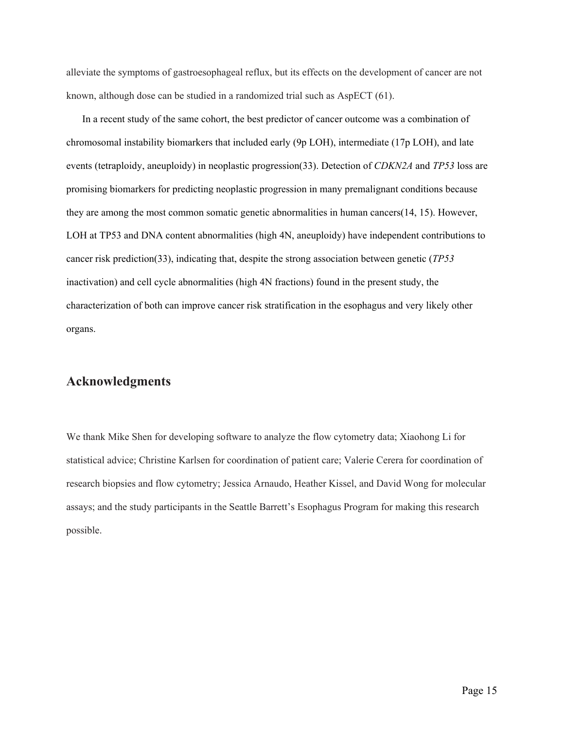alleviate the symptoms of gastroesophageal reflux, but its effects on the development of cancer are not known, although dose can be studied in a randomized trial such as AspECT (61).

In a recent study of the same cohort, the best predictor of cancer outcome was a combination of chromosomal instability biomarkers that included early (9p LOH), intermediate (17p LOH), and late events (tetraploidy, aneuploidy) in neoplastic progression(33). Detection of *CDKN2A* and *TP53* loss are promising biomarkers for predicting neoplastic progression in many premalignant conditions because they are among the most common somatic genetic abnormalities in human cancers(14, 15). However, LOH at TP53 and DNA content abnormalities (high 4N, aneuploidy) have independent contributions to cancer risk prediction(33), indicating that, despite the strong association between genetic (*TP53* inactivation) and cell cycle abnormalities (high 4N fractions) found in the present study, the characterization of both can improve cancer risk stratification in the esophagus and very likely other organs.

## Acknowledgments

We thank Mike Shen for developing software to analyze the flow cytometry data; Xiaohong Li for statistical advice; Christine Karlsen for coordination of patient care; Valerie Cerera for coordination of research biopsies and flow cytometry; Jessica Arnaudo, Heather Kissel, and David Wong for molecular assays; and the study participants in the Seattle Barrett's Esophagus Program for making this research possible.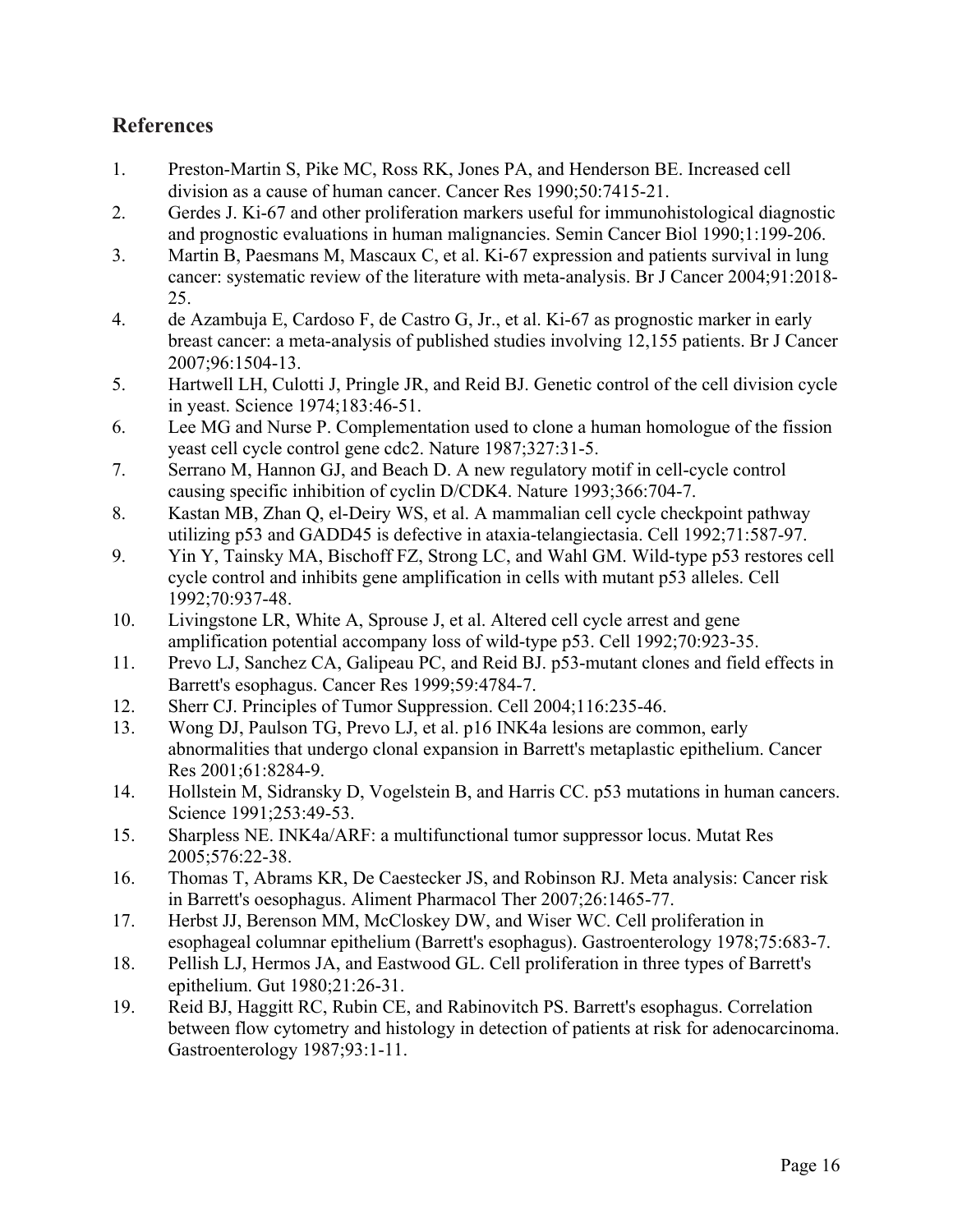## References

1. Preston-Martin S, Pike MC, Ross RK, Jones PA, and Henderson BE. Increased cell division as a cause of human cancer. Cancer Res 1990;50:7415-21.
2. Gerdes J. Ki-67 and other proliferation markers useful for immunohistological diagnostic and prognostic evaluations in human malignancies. Semin Cancer Biol 1990;1:199-206.
3. Martin B, Paesmans M, Mascaux C, et al. Ki-67 expression and patients survival in lung cancer: systematic review of the literature with meta-analysis. Br J Cancer 2004;91:2018-25.
4. de Azambuja E, Cardoso F, de Castro G, Jr., et al. Ki-67 as prognostic marker in early breast cancer: a meta-analysis of published studies involving 12,155 patients. Br J Cancer 2007;96:1504-13.
5. Hartwell LH, Culotti J, Pringle JR, and Reid BJ. Genetic control of the cell division cycle in yeast. Science 1974;183:46-51.
6. Lee MG and Nurse P. Complementation used to clone a human homologue of the fission yeast cell cycle control gene cdc2. Nature 1987;327:31-5.
7. Serrano M, Hannon GJ, and Beach D. A new regulatory motif in cell-cycle control causing specific inhibition of cyclin D/CDK4. Nature 1993;366:704-7.
8. Kastan MB, Zhan Q, el-Deiry WS, et al. A mammalian cell cycle checkpoint pathway utilizing p53 and GADD45 is defective in ataxia-telangiectasia. Cell 1992;71:587-97.
9. Yin Y, Tainsky MA, Bischoff FZ, Strong LC, and Wahl GM. Wild-type p53 restores cell cycle control and inhibits gene amplification in cells with mutant p53 alleles. Cell 1992;70:937-48.
10. Livingstone LR, White A, Sprouse J, et al. Altered cell cycle arrest and gene amplification potential accompany loss of wild-type p53. Cell 1992;70:923-35.
11. Prevo LJ, Sanchez CA, Galipeau PC, and Reid BJ. p53-mutant clones and field effects in Barrett's esophagus. Cancer Res 1999;59:4784-7.
12. Sherr CJ. Principles of Tumor Suppression. Cell 2004;116:235-46.
13. Wong DJ, Paulson TG, Prevo LJ, et al. p16 INK4a lesions are common, early abnormalities that undergo clonal expansion in Barrett's metaplastic epithelium. Cancer Res 2001;61:8284-9.
14. Hollstein M, Sidransky D, Vogelstein B, and Harris CC. p53 mutations in human cancers. Science 1991;253:49-53.
15. Sharpless NE. INK4a/ARF: a multifunctional tumor suppressor locus. Mutat Res 2005;576:22-38.
16. Thomas T, Abrams KR, De Caestecker JS, and Robinson RJ. Meta analysis: Cancer risk in Barrett's oesophagus. Aliment Pharmacol Ther 2007;26:1465-77.
17. Herbst JJ, Berenson MM, McCloskey DW, and Wiser WC. Cell proliferation in esophageal columnar epithelium (Barrett's esophagus). Gastroenterology 1978;75:683-7.
18. Pellish LJ, Hermos JA, and Eastwood GL. Cell proliferation in three types of Barrett's epithelium. Gut 1980;21:26-31.
19. Reid BJ, Haggitt RC, Rubin CE, and Rabinovitch PS. Barrett's esophagus. Correlation between flow cytometry and histology in detection of patients at risk for adenocarcinoma. Gastroenterology 1987;93:1-11.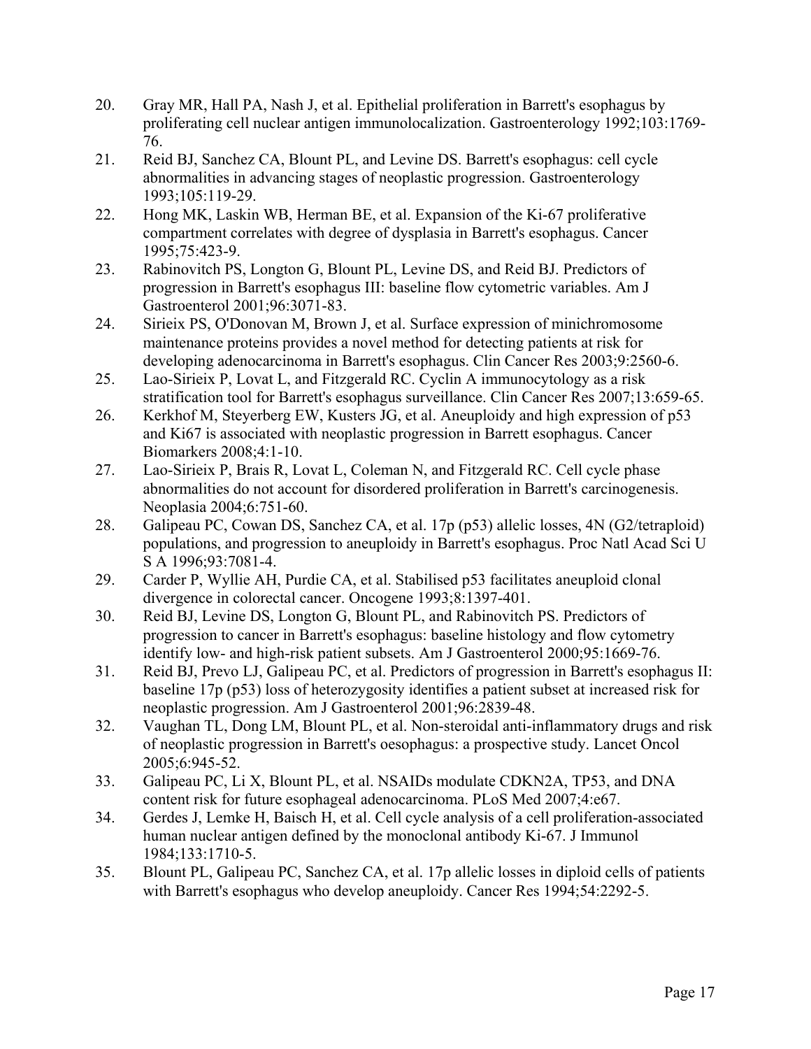20. Gray MR, Hall PA, Nash J, et al. Epithelial proliferation in Barrett's esophagus by proliferating cell nuclear antigen immunolocalization. Gastroenterology 1992;103:1769-76.
21. Reid BJ, Sanchez CA, Blount PL, and Levine DS. Barrett's esophagus: cell cycle abnormalities in advancing stages of neoplastic progression. Gastroenterology 1993;105:119-29.
22. Hong MK, Laskin WB, Herman BE, et al. Expansion of the Ki-67 proliferative compartment correlates with degree of dysplasia in Barrett's esophagus. Cancer 1995;75:423-9.
23. Rabinovitch PS, Longton G, Blount PL, Levine DS, and Reid BJ. Predictors of progression in Barrett's esophagus III: baseline flow cytometric variables. Am J Gastroenterol 2001;96:3071-83.
24. Sirieix PS, O'Donovan M, Brown J, et al. Surface expression of minichromosome maintenance proteins provides a novel method for detecting patients at risk for developing adenocarcinoma in Barrett's esophagus. Clin Cancer Res 2003;9:2560-6.
25. Lao-Sirieix P, Lovat L, and Fitzgerald RC. Cyclin A immunocytology as a risk stratification tool for Barrett's esophagus surveillance. Clin Cancer Res 2007;13:659-65.
26. Kerkhof M, Steyerberg EW, Kusters JG, et al. Aneuploidy and high expression of p53 and Ki67 is associated with neoplastic progression in Barrett esophagus. Cancer Biomarkers 2008;4:1-10.
27. Lao-Sirieix P, Brais R, Lovat L, Coleman N, and Fitzgerald RC. Cell cycle phase abnormalities do not account for disordered proliferation in Barrett's carcinogenesis. Neoplasia 2004;6:751-60.
28. Galipeau PC, Cowan DS, Sanchez CA, et al. 17p (p53) allelic losses, 4N (G2/tetraploid) populations, and progression to aneuploidy in Barrett's esophagus. Proc Natl Acad Sci U S A 1996;93:7081-4.
29. Carder P, Wyllie AH, Purdie CA, et al. Stabilised p53 facilitates aneuploid clonal divergence in colorectal cancer. Oncogene 1993;8:1397-401.
30. Reid BJ, Levine DS, Longton G, Blount PL, and Rabinovitch PS. Predictors of progression to cancer in Barrett's esophagus: baseline histology and flow cytometry identify low- and high-risk patient subsets. Am J Gastroenterol 2000;95:1669-76.
31. Reid BJ, Prevo LJ, Galipeau PC, et al. Predictors of progression in Barrett's esophagus II: baseline 17p (p53) loss of heterozygosity identifies a patient subset at increased risk for neoplastic progression. Am J Gastroenterol 2001;96:2839-48.
32. Vaughan TL, Dong LM, Blount PL, et al. Non-steroidal anti-inflammatory drugs and risk of neoplastic progression in Barrett's oesophagus: a prospective study. Lancet Oncol 2005;6:945-52.
33. Galipeau PC, Li X, Blount PL, et al. NSAIDs modulate CDKN2A, TP53, and DNA content risk for future esophageal adenocarcinoma. PLoS Med 2007;4:e67.
34. Gerdes J, Lemke H, Baisch H, et al. Cell cycle analysis of a cell proliferation-associated human nuclear antigen defined by the monoclonal antibody Ki-67. J Immunol 1984;133:1710-5.
35. Blount PL, Galipeau PC, Sanchez CA, et al. 17p allelic losses in diploid cells of patients with Barrett's esophagus who develop aneuploidy. Cancer Res 1994;54:2292-5.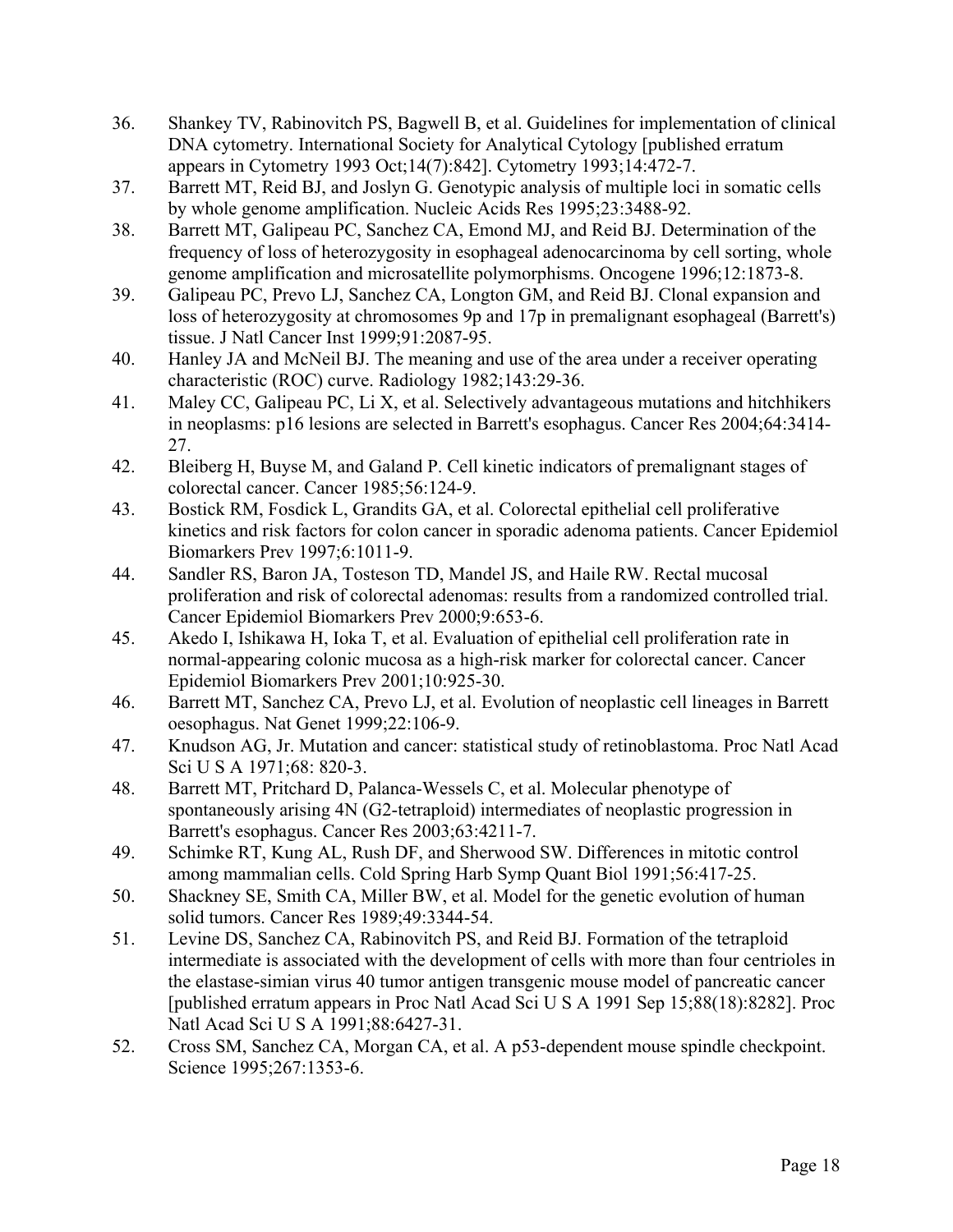36. Shankey TV, Rabinovitch PS, Bagwell B, et al. Guidelines for implementation of clinical DNA cytometry. International Society for Analytical Cytology [published erratum appears in Cytometry 1993 Oct;14(7):842]. Cytometry 1993;14:472-7.
37. Barrett MT, Reid BJ, and Joslyn G. Genotypic analysis of multiple loci in somatic cells by whole genome amplification. Nucleic Acids Res 1995;23:3488-92.
38. Barrett MT, Galipeau PC, Sanchez CA, Emond MJ, and Reid BJ. Determination of the frequency of loss of heterozygosity in esophageal adenocarcinoma by cell sorting, whole genome amplification and microsatellite polymorphisms. Oncogene 1996;12:1873-8.
39. Galipeau PC, Prevo LJ, Sanchez CA, Longton GM, and Reid BJ. Clonal expansion and loss of heterozygosity at chromosomes 9p and 17p in premalignant esophageal (Barrett's) tissue. J Natl Cancer Inst 1999;91:2087-95.
40. Hanley JA and McNeil BJ. The meaning and use of the area under a receiver operating characteristic (ROC) curve. Radiology 1982;143:29-36.
41. Maley CC, Galipeau PC, Li X, et al. Selectively advantageous mutations and hitchhikers in neoplasms: p16 lesions are selected in Barrett's esophagus. Cancer Res 2004;64:3414-27.
42. Bleiberg H, Buyse M, and Galand P. Cell kinetic indicators of premalignant stages of colorectal cancer. Cancer 1985;56:124-9.
43. Bostick RM, Fosdick L, Grandits GA, et al. Colorectal epithelial cell proliferative kinetics and risk factors for colon cancer in sporadic adenoma patients. Cancer Epidemiol Biomarkers Prev 1997;6:1011-9.
44. Sandler RS, Baron JA, Tosteson TD, Mandel JS, and Haile RW. Rectal mucosal proliferation and risk of colorectal adenomas: results from a randomized controlled trial. Cancer Epidemiol Biomarkers Prev 2000;9:653-6.
45. Akedo I, Ishikawa H, Ioka T, et al. Evaluation of epithelial cell proliferation rate in normal-appearing colonic mucosa as a high-risk marker for colorectal cancer. Cancer Epidemiol Biomarkers Prev 2001;10:925-30.
46. Barrett MT, Sanchez CA, Prevo LJ, et al. Evolution of neoplastic cell lineages in Barrett oesophagus. Nat Genet 1999;22:106-9.
47. Knudson AG, Jr. Mutation and cancer: statistical study of retinoblastoma. Proc Natl Acad Sci U S A 1971;68: 820-3.
48. Barrett MT, Pritchard D, Palanca-Wessels C, et al. Molecular phenotype of spontaneously arising 4N (G2-tetraploid) intermediates of neoplastic progression in Barrett's esophagus. Cancer Res 2003;63:4211-7.
49. Schimke RT, Kung AL, Rush DF, and Sherwood SW. Differences in mitotic control among mammalian cells. Cold Spring Harb Symp Quant Biol 1991;56:417-25.
50. Shackney SE, Smith CA, Miller BW, et al. Model for the genetic evolution of human solid tumors. Cancer Res 1989;49:3344-54.
51. Levine DS, Sanchez CA, Rabinovitch PS, and Reid BJ. Formation of the tetraploid intermediate is associated with the development of cells with more than four centrioles in the elastase-simian virus 40 tumor antigen transgenic mouse model of pancreatic cancer [published erratum appears in Proc Natl Acad Sci U S A 1991 Sep 15;88(18):8282]. Proc Natl Acad Sci U S A 1991;88:6427-31.
52. Cross SM, Sanchez CA, Morgan CA, et al. A p53-dependent mouse spindle checkpoint. Science 1995;267:1353-6.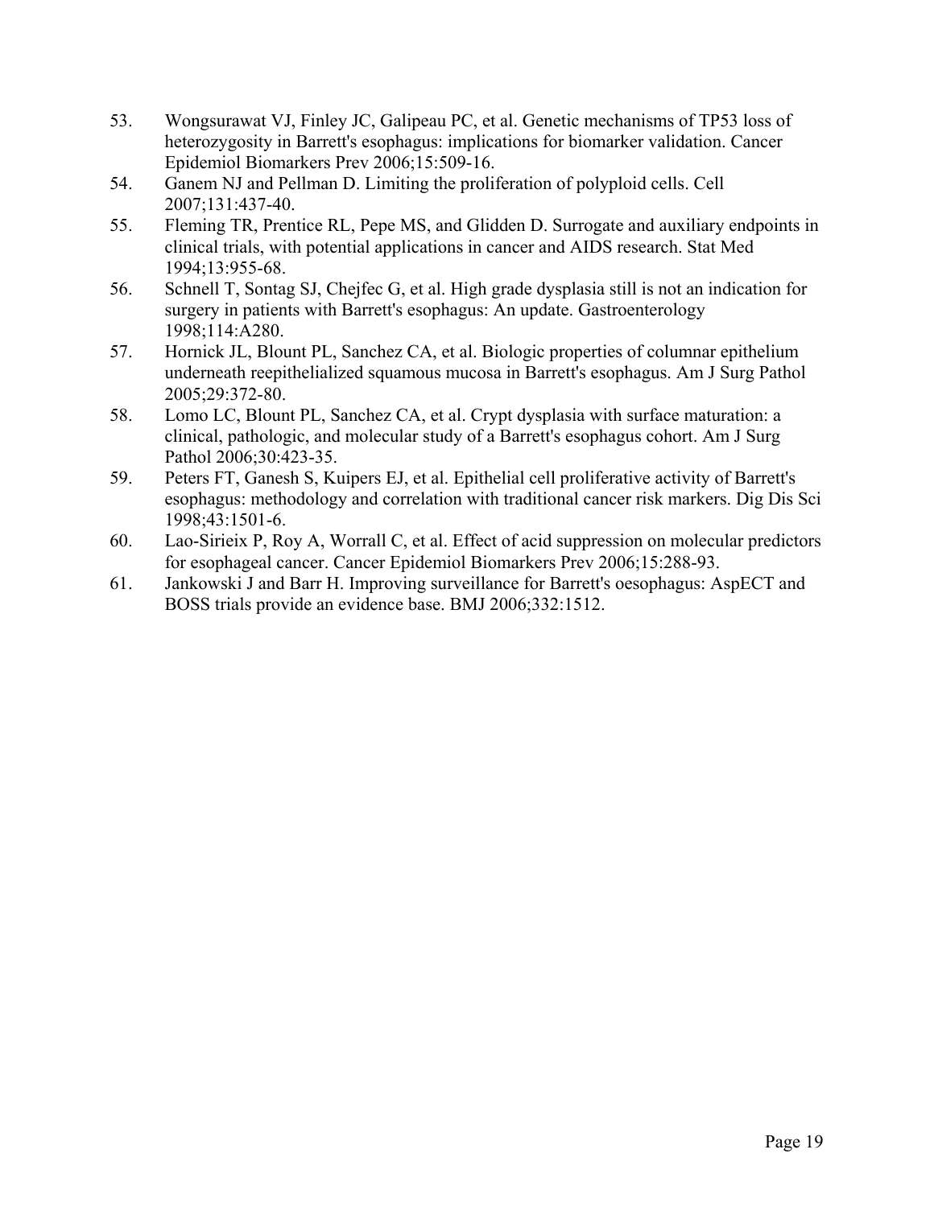53. Wongsurawat VJ, Finley JC, Galipeau PC, et al. Genetic mechanisms of TP53 loss of heterozygosity in Barrett's esophagus: implications for biomarker validation. Cancer Epidemiol Biomarkers Prev 2006;15:509-16.
54. Ganem NJ and Pellman D. Limiting the proliferation of polyploid cells. Cell 2007;131:437-40.
55. Fleming TR, Prentice RL, Pepe MS, and Glidden D. Surrogate and auxiliary endpoints in clinical trials, with potential applications in cancer and AIDS research. Stat Med 1994;13:955-68.
56. Schnell T, Sontag SJ, Chejfec G, et al. High grade dysplasia still is not an indication for surgery in patients with Barrett's esophagus: An update. Gastroenterology 1998;114:A280.
57. Hornick JL, Blount PL, Sanchez CA, et al. Biologic properties of columnar epithelium underneath reepithelialized squamous mucosa in Barrett's esophagus. Am J Surg Pathol 2005;29:372-80.
58. Lomo LC, Blount PL, Sanchez CA, et al. Crypt dysplasia with surface maturation: a clinical, pathologic, and molecular study of a Barrett's esophagus cohort. Am J Surg Pathol 2006;30:423-35.
59. Peters FT, Ganesh S, Kuipers EJ, et al. Epithelial cell proliferative activity of Barrett's esophagus: methodology and correlation with traditional cancer risk markers. Dig Dis Sci 1998;43:1501-6.
60. Lao-Sirieix P, Roy A, Worrall C, et al. Effect of acid suppression on molecular predictors for esophageal cancer. Cancer Epidemiol Biomarkers Prev 2006;15:288-93.
61. Jankowski J and Barr H. Improving surveillance for Barrett's oesophagus: AspECT and BOSS trials provide an evidence base. BMJ 2006;332:1512.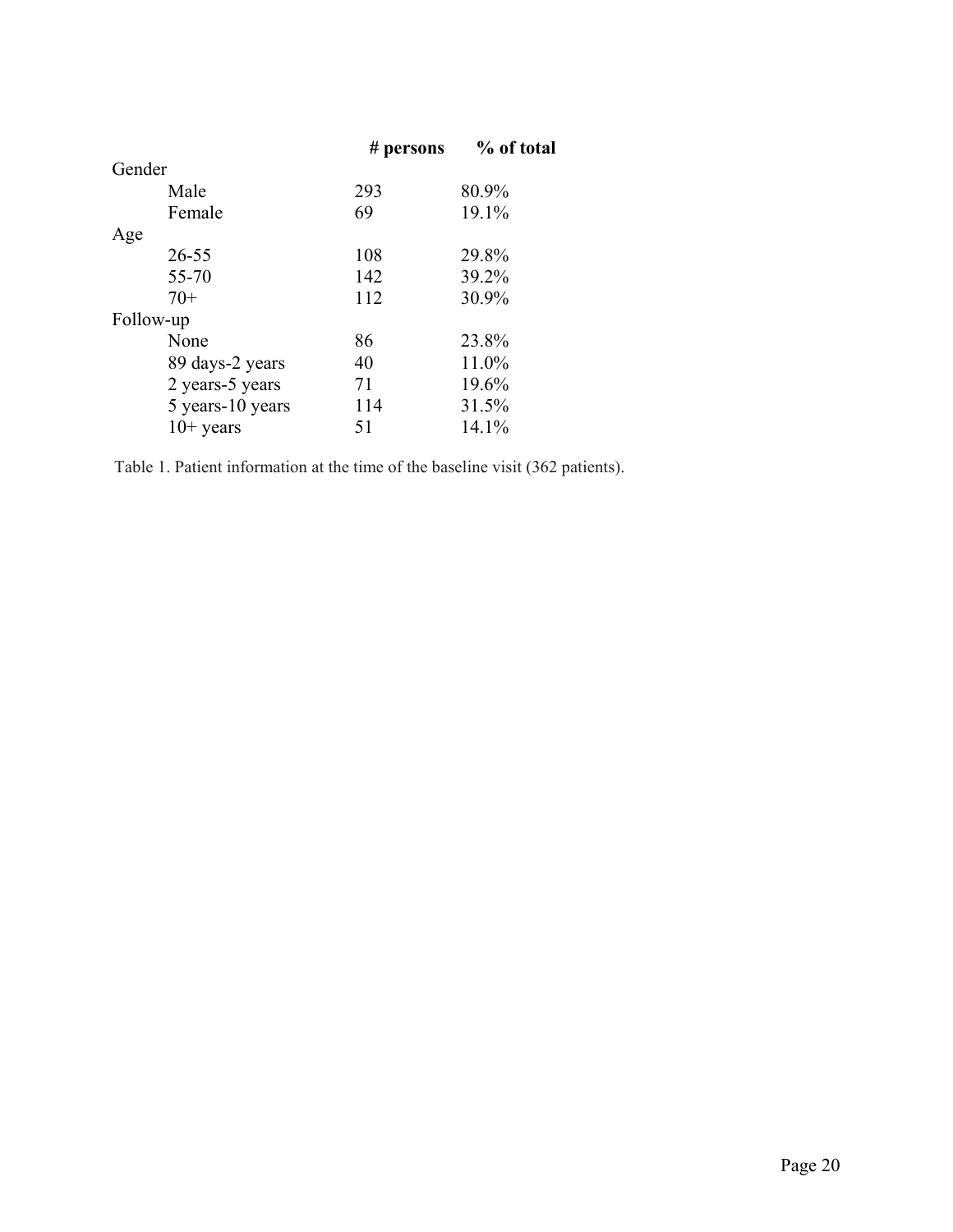| | # persons | % of total |
|---|---|---|
| Gender | | |
| Male | 293 | 80.9% |
| Female | 69 | 19.1% |
| Age | | |
| 26-55 | 108 | 29.8% |
| 55-70 | 142 | 39.2% |
| 70+ | 112 | 30.9% |
| Follow-up | | |
| None | 86 | 23.8% |
| 89 days-2 years | 40 | 11.0% |
| 2 years-5 years | 71 | 19.6% |
| 5 years-10 years | 114 | 31.5% |
| 10+ years | 51 | 14.1% |

Table 1. Patient information at the time of the baseline visit (362 patients).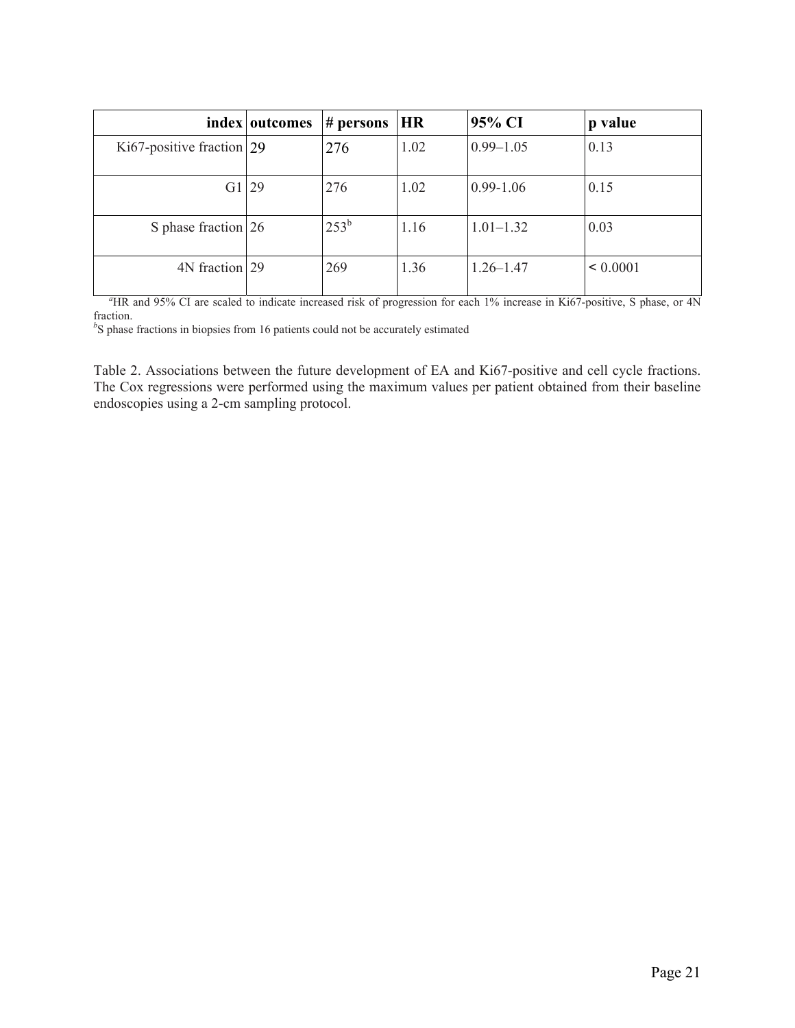| index | outcomes | # persons | HR | 95% CI | p value |
|---|---|---|---|---|---|
| Ki67-positive fraction | 29 | 276 | 1.02 | 0.99–1.05 | 0.13 |
| G1 | 29 | 276 | 1.02 | 0.99-1.06 | 0.15 |
| S phase fraction | 26 | 253[b] | 1.16 | 1.01–1.32 | 0.03 |
| 4N fraction | 29 | 269 | 1.36 | 1.26–1.47 | < 0.0001 |

[a]HR and 95% CI are scaled to indicate increased risk of progression for each 1% increase in Ki67-positive, S phase, or 4N fraction.
[b]S phase fractions in biopsies from 16 patients could not be accurately estimated

Table 2. Associations between the future development of EA and Ki67-positive and cell cycle fractions. The Cox regressions were performed using the maximum values per patient obtained from their baseline endoscopies using a 2-cm sampling protocol.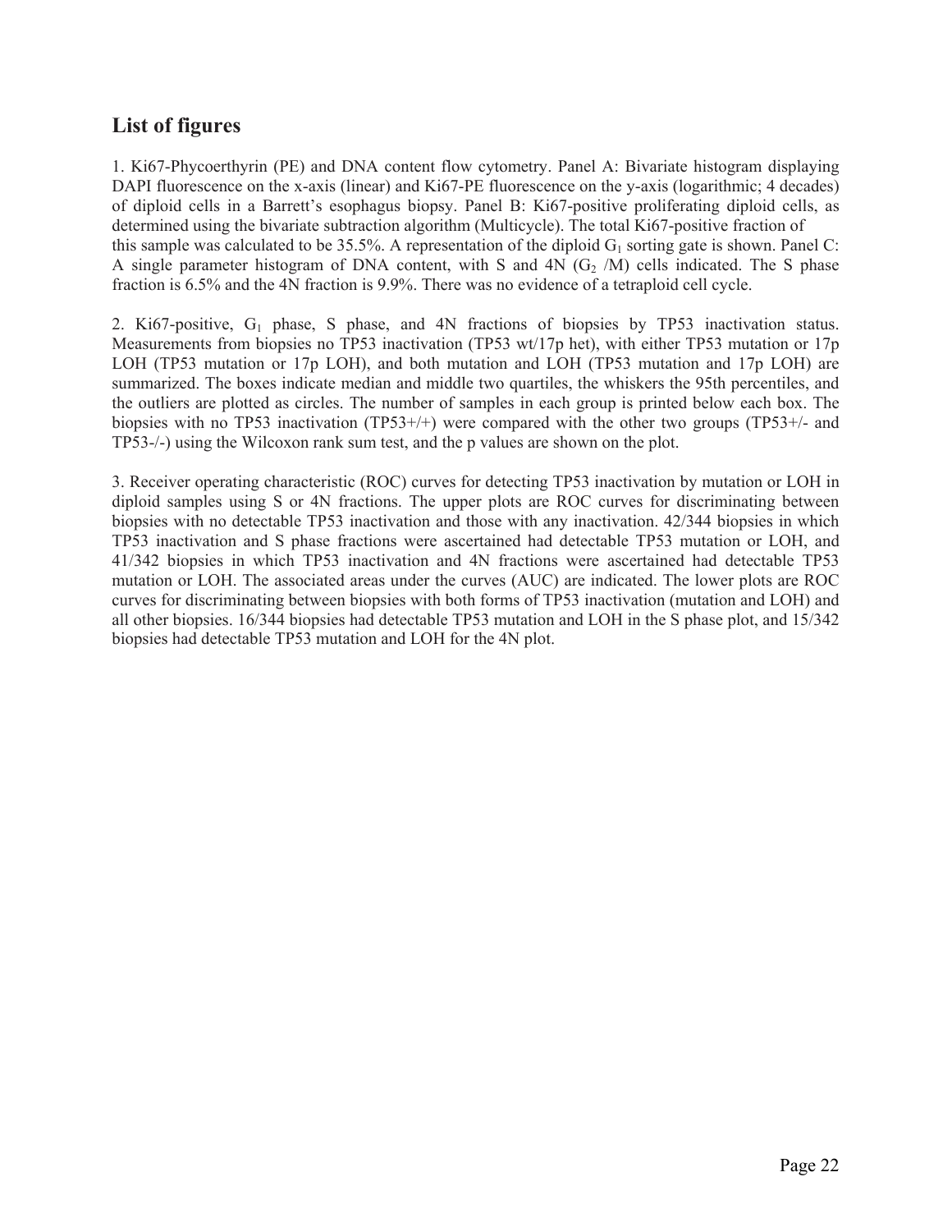## List of figures

1. Ki67-Phycoerthyrin (PE) and DNA content flow cytometry. Panel A: Bivariate histogram displaying DAPI fluorescence on the x-axis (linear) and Ki67-PE fluorescence on the y-axis (logarithmic; 4 decades) of diploid cells in a Barrett's esophagus biopsy. Panel B: Ki67-positive proliferating diploid cells, as determined using the bivariate subtraction algorithm (Multicycle). The total Ki67-positive fraction of this sample was calculated to be 35.5%. A representation of the diploid $G_1$ sorting gate is shown. Panel C: A single parameter histogram of DNA content, with S and 4N ($G_2$ /M) cells indicated. The S phase fraction is 6.5% and the 4N fraction is 9.9%. There was no evidence of a tetraploid cell cycle.

2. Ki67-positive, $G_1$ phase, S phase, and 4N fractions of biopsies by TP53 inactivation status. Measurements from biopsies no TP53 inactivation (TP53 wt/17p het), with either TP53 mutation or 17p LOH (TP53 mutation or 17p LOH), and both mutation and LOH (TP53 mutation and 17p LOH) are summarized. The boxes indicate median and middle two quartiles, the whiskers the 95th percentiles, and the outliers are plotted as circles. The number of samples in each group is printed below each box. The biopsies with no TP53 inactivation (TP53+/+) were compared with the other two groups (TP53+/- and TP53-/-) using the Wilcoxon rank sum test, and the p values are shown on the plot.

3. Receiver operating characteristic (ROC) curves for detecting TP53 inactivation by mutation or LOH in diploid samples using S or 4N fractions. The upper plots are ROC curves for discriminating between biopsies with no detectable TP53 inactivation and those with any inactivation. 42/344 biopsies in which TP53 inactivation and S phase fractions were ascertained had detectable TP53 mutation or LOH, and 41/342 biopsies in which TP53 inactivation and 4N fractions were ascertained had detectable TP53 mutation or LOH. The associated areas under the curves (AUC) are indicated. The lower plots are ROC curves for discriminating between biopsies with both forms of TP53 inactivation (mutation and LOH) and all other biopsies. 16/344 biopsies had detectable TP53 mutation and LOH in the S phase plot, and 15/342 biopsies had detectable TP53 mutation and LOH for the 4N plot.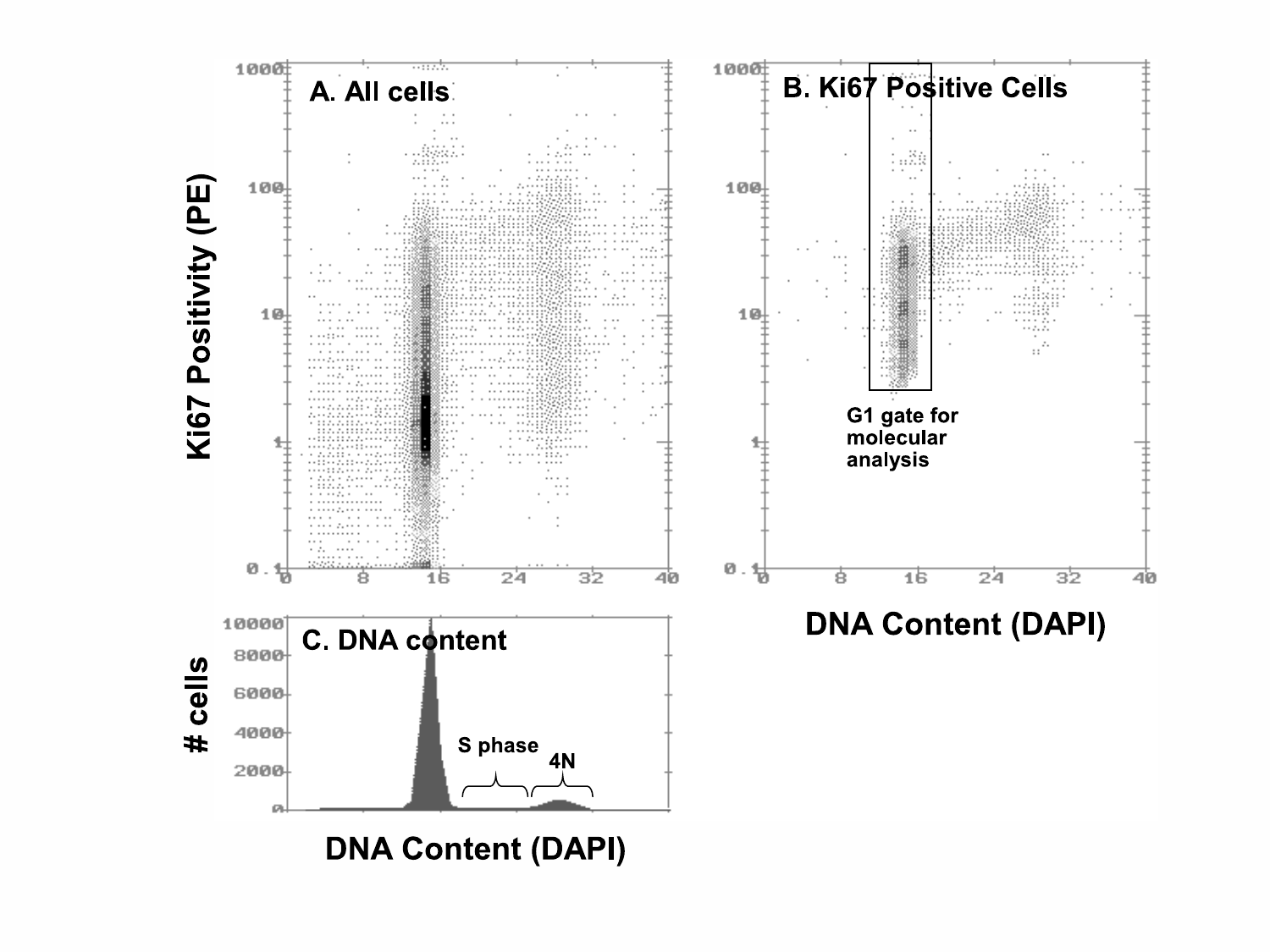A. All cells

B. Ki67 Positive Cells

G1 gate for molecular analysis

C. DNA content

S phase

4N

Ki67 Positivity (PE)

DNA Content (DAPI)

# cells

DNA Content (DAPI)

DNA Content (DAPI)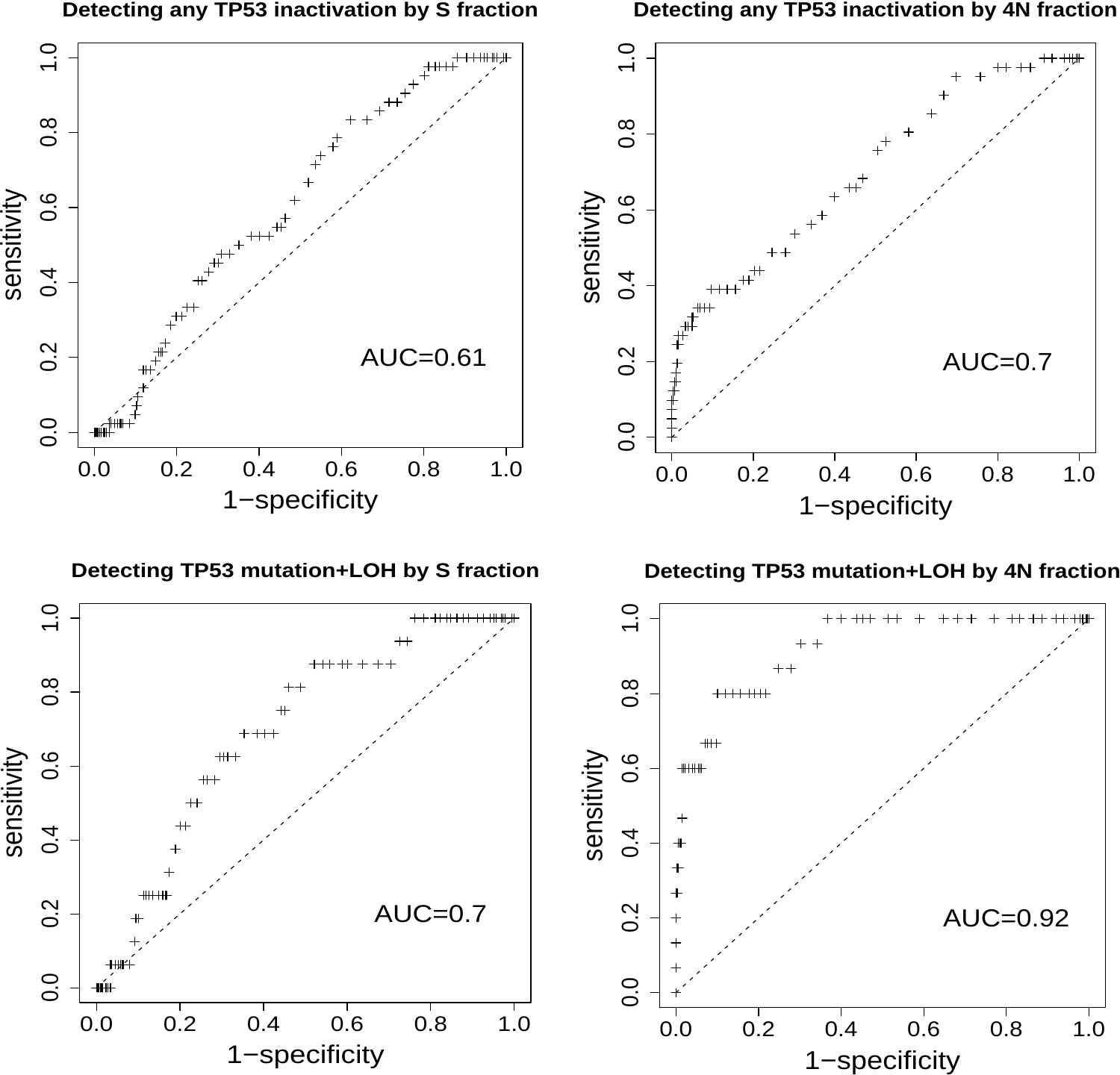Detecting any TP53 inactivation by S fraction

sensitivity

1−specificity

0.0
0.2
0.4
0.6
0.8
1.0

AUC=0.61

Detecting any TP53 inactivation by 4N fraction

sensitivity

1−specificity

0.0
0.2
0.4
0.6
0.8
1.0

AUC=0.7

Detecting TP53 mutation+LOH by S fraction

sensitivity

1−specificity

0.0
0.2
0.4
0.6
0.8
1.0

AUC=0.7

Detecting TP53 mutation+LOH by 4N fraction

sensitivity

1−specificity

0.0
0.2
0.4
0.6
0.8
1.0

AUC=0.92